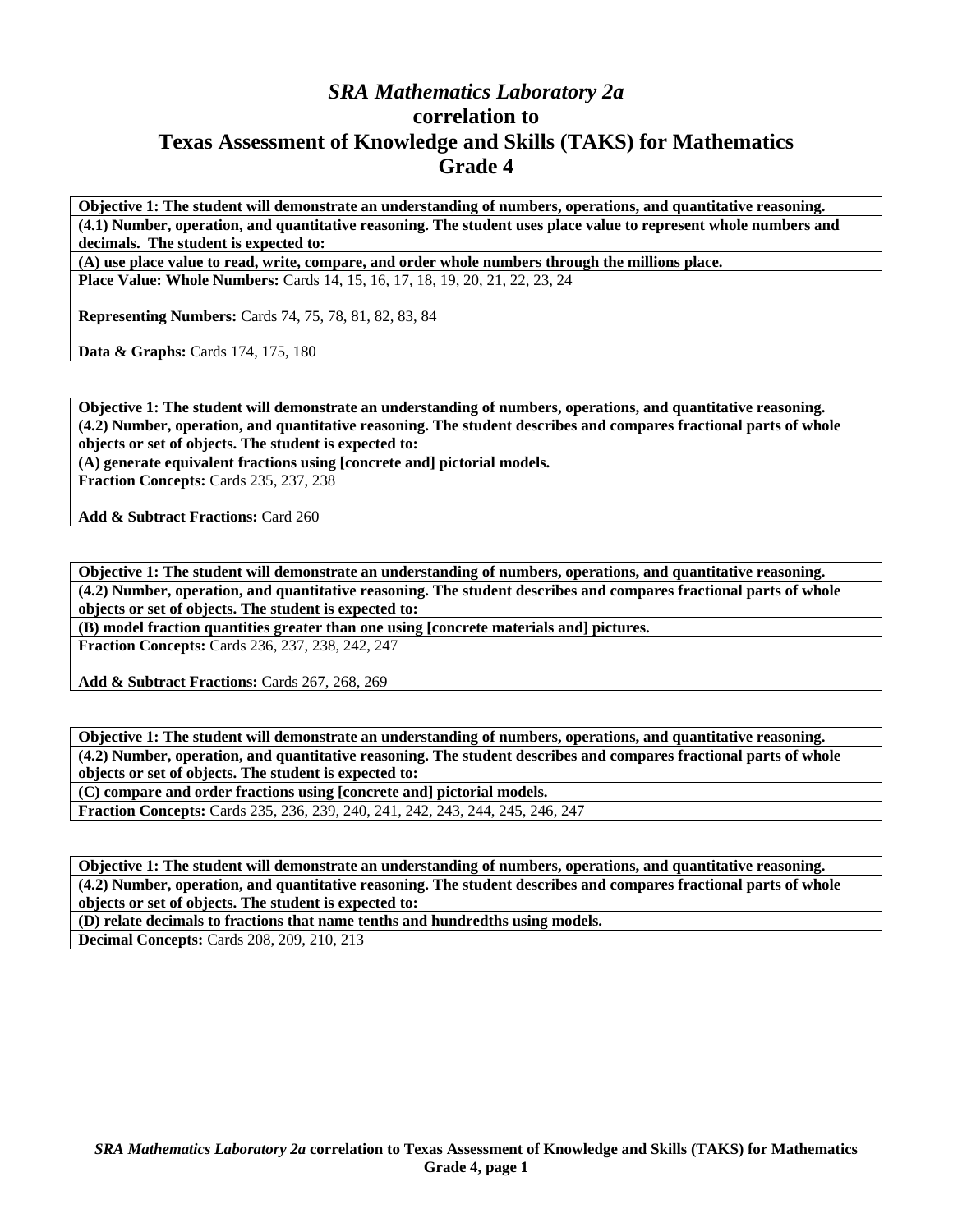# *SRA Mathematics Laboratory 2a* correlation to Texas Assessment of Knowledge and Skills (TAKS) for Mathematics Grade 4

**Objective 1: The student will demonstrate an understanding of numbers, operations, and quantitative reasoning.**

**(4.1) Number, operation, and quantitative reasoning. The student uses place value to represent whole numbers and decimals. The student is expected to:**

**(A) use place value to read, write, compare, and order whole numbers through the millions place.**

**Place Value: Whole Numbers:** Cards 14, 15, 16, 17, 18, 19, 20, 21, 22, 23, 24

**Representing Numbers:** Cards 74, 75, 78, 81, 82, 83, 84

**Data & Graphs:** Cards 174, 175, 180

---

**Objective 1: The student will demonstrate an understanding of numbers, operations, and quantitative reasoning.**

**(4.2) Number, operation, and quantitative reasoning. The student describes and compares fractional parts of whole objects or set of objects. The student is expected to:**

**(A) generate equivalent fractions using [concrete and] pictorial models.**

**Fraction Concepts:** Cards 235, 237, 238

**Add & Subtract Fractions:** Card 260

---

**Objective 1: The student will demonstrate an understanding of numbers, operations, and quantitative reasoning.**

**(4.2) Number, operation, and quantitative reasoning. The student describes and compares fractional parts of whole objects or set of objects. The student is expected to:**

**(B) model fraction quantities greater than one using [concrete materials and] pictures.**

**Fraction Concepts:** Cards 236, 237, 238, 242, 247

**Add & Subtract Fractions:** Cards 267, 268, 269

---

**Objective 1: The student will demonstrate an understanding of numbers, operations, and quantitative reasoning.**

**(4.2) Number, operation, and quantitative reasoning. The student describes and compares fractional parts of whole objects or set of objects. The student is expected to:**

**(C) compare and order fractions using [concrete and] pictorial models.**

**Fraction Concepts:** Cards 235, 236, 239, 240, 241, 242, 243, 244, 245, 246, 247

---

**Objective 1: The student will demonstrate an understanding of numbers, operations, and quantitative reasoning.**

**(4.2) Number, operation, and quantitative reasoning. The student describes and compares fractional parts of whole objects or set of objects. The student is expected to:**

**(D) relate decimals to fractions that name tenths and hundredths using models.**

**Decimal Concepts:** Cards 208, 209, 210, 213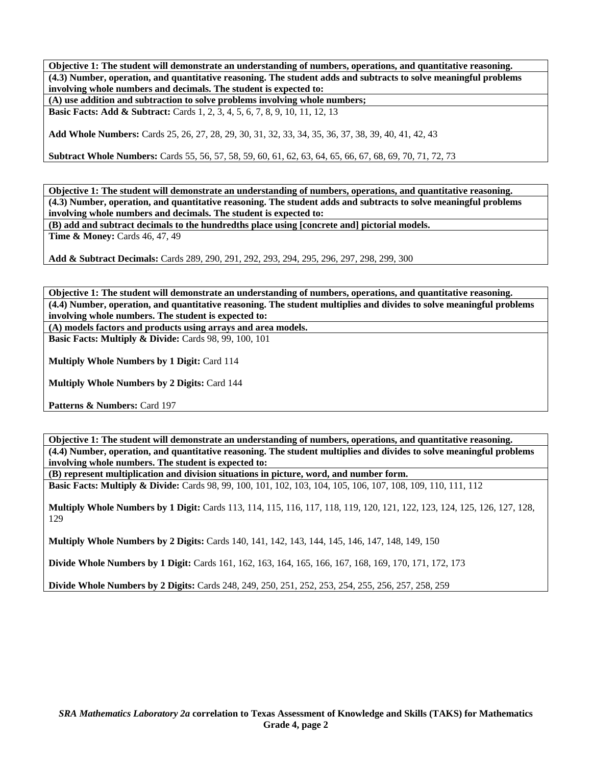**Objective 1: The student will demonstrate an understanding of numbers, operations, and quantitative reasoning.**

**(4.3) Number, operation, and quantitative reasoning. The student adds and subtracts to solve meaningful problems involving whole numbers and decimals. The student is expected to:**

**(A) use addition and subtraction to solve problems involving whole numbers;**

**Basic Facts: Add & Subtract:** Cards 1, 2, 3, 4, 5, 6, 7, 8, 9, 10, 11, 12, 13

**Add Whole Numbers:** Cards 25, 26, 27, 28, 29, 30, 31, 32, 33, 34, 35, 36, 37, 38, 39, 40, 41, 42, 43

**Subtract Whole Numbers:** Cards 55, 56, 57, 58, 59, 60, 61, 62, 63, 64, 65, 66, 67, 68, 69, 70, 71, 72, 73

**Objective 1: The student will demonstrate an understanding of numbers, operations, and quantitative reasoning.**

**(4.3) Number, operation, and quantitative reasoning. The student adds and subtracts to solve meaningful problems involving whole numbers and decimals. The student is expected to:**

**(B) add and subtract decimals to the hundredths place using [concrete and] pictorial models.**

**Time & Money:** Cards 46, 47, 49

**Add & Subtract Decimals:** Cards 289, 290, 291, 292, 293, 294, 295, 296, 297, 298, 299, 300

**Objective 1: The student will demonstrate an understanding of numbers, operations, and quantitative reasoning.**

**(4.4) Number, operation, and quantitative reasoning. The student multiplies and divides to solve meaningful problems involving whole numbers. The student is expected to:**

**(A) models factors and products using arrays and area models.**

**Basic Facts: Multiply & Divide:** Cards 98, 99, 100, 101

**Multiply Whole Numbers by 1 Digit:** Card 114

**Multiply Whole Numbers by 2 Digits:** Card 144

**Patterns & Numbers:** Card 197

**Objective 1: The student will demonstrate an understanding of numbers, operations, and quantitative reasoning.**

**(4.4) Number, operation, and quantitative reasoning. The student multiplies and divides to solve meaningful problems involving whole numbers. The student is expected to:**

**(B) represent multiplication and division situations in picture, word, and number form.**

**Basic Facts: Multiply & Divide:** Cards 98, 99, 100, 101, 102, 103, 104, 105, 106, 107, 108, 109, 110, 111, 112

**Multiply Whole Numbers by 1 Digit:** Cards 113, 114, 115, 116, 117, 118, 119, 120, 121, 122, 123, 124, 125, 126, 127, 128, 129

**Multiply Whole Numbers by 2 Digits:** Cards 140, 141, 142, 143, 144, 145, 146, 147, 148, 149, 150

**Divide Whole Numbers by 1 Digit:** Cards 161, 162, 163, 164, 165, 166, 167, 168, 169, 170, 171, 172, 173

**Divide Whole Numbers by 2 Digits:** Cards 248, 249, 250, 251, 252, 253, 254, 255, 256, 257, 258, 259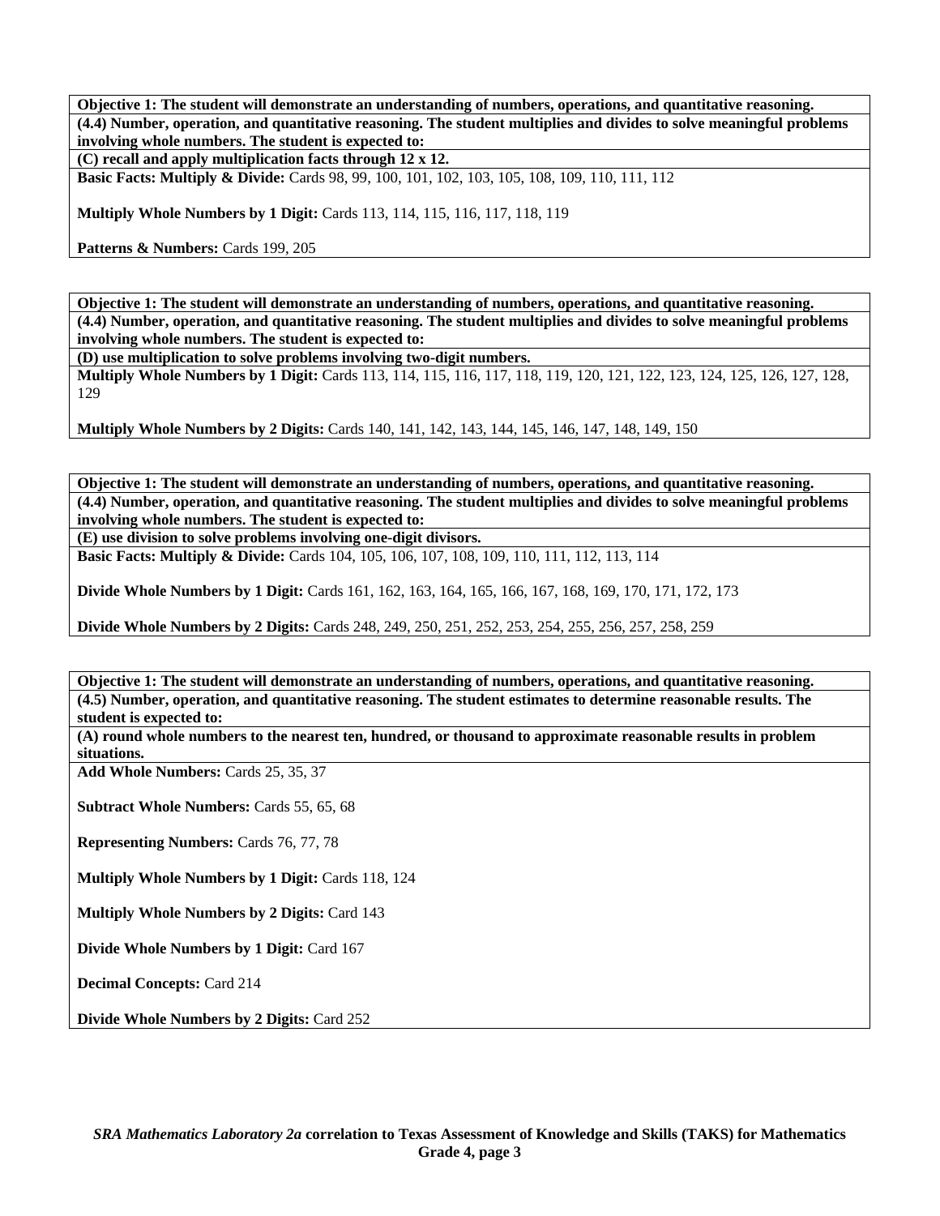**Objective 1: The student will demonstrate an understanding of numbers, operations, and quantitative reasoning.**

**(4.4) Number, operation, and quantitative reasoning. The student multiplies and divides to solve meaningful problems involving whole numbers. The student is expected to:**

**(C) recall and apply multiplication facts through 12 x 12.**

**Basic Facts: Multiply & Divide:** Cards 98, 99, 100, 101, 102, 103, 105, 108, 109, 110, 111, 112

**Multiply Whole Numbers by 1 Digit:** Cards 113, 114, 115, 116, 117, 118, 119

**Patterns & Numbers:** Cards 199, 205

**Objective 1: The student will demonstrate an understanding of numbers, operations, and quantitative reasoning.**

**(4.4) Number, operation, and quantitative reasoning. The student multiplies and divides to solve meaningful problems involving whole numbers. The student is expected to:**

**(D) use multiplication to solve problems involving two-digit numbers.**

**Multiply Whole Numbers by 1 Digit:** Cards 113, 114, 115, 116, 117, 118, 119, 120, 121, 122, 123, 124, 125, 126, 127, 128, 129

**Multiply Whole Numbers by 2 Digits:** Cards 140, 141, 142, 143, 144, 145, 146, 147, 148, 149, 150

**Objective 1: The student will demonstrate an understanding of numbers, operations, and quantitative reasoning.**

**(4.4) Number, operation, and quantitative reasoning. The student multiplies and divides to solve meaningful problems involving whole numbers. The student is expected to:**

**(E) use division to solve problems involving one-digit divisors.**

**Basic Facts: Multiply & Divide:** Cards 104, 105, 106, 107, 108, 109, 110, 111, 112, 113, 114

**Divide Whole Numbers by 1 Digit:** Cards 161, 162, 163, 164, 165, 166, 167, 168, 169, 170, 171, 172, 173

**Divide Whole Numbers by 2 Digits:** Cards 248, 249, 250, 251, 252, 253, 254, 255, 256, 257, 258, 259

**Objective 1: The student will demonstrate an understanding of numbers, operations, and quantitative reasoning.**

**(4.5) Number, operation, and quantitative reasoning. The student estimates to determine reasonable results. The student is expected to:**

**(A) round whole numbers to the nearest ten, hundred, or thousand to approximate reasonable results in problem situations.**

**Add Whole Numbers:** Cards 25, 35, 37

**Subtract Whole Numbers:** Cards 55, 65, 68

**Representing Numbers:** Cards 76, 77, 78

**Multiply Whole Numbers by 1 Digit:** Cards 118, 124

**Multiply Whole Numbers by 2 Digits:** Card 143

**Divide Whole Numbers by 1 Digit:** Card 167

**Decimal Concepts:** Card 214

**Divide Whole Numbers by 2 Digits:** Card 252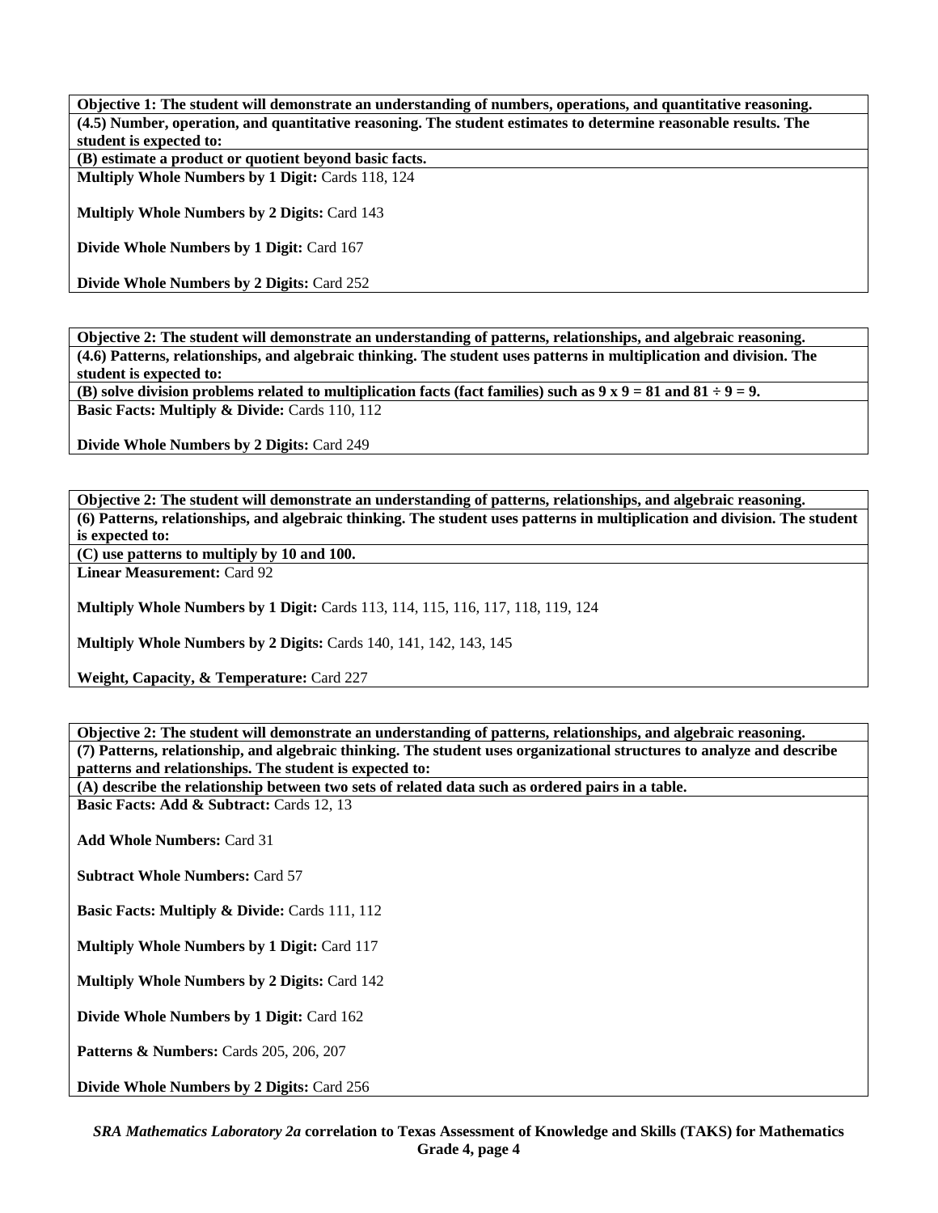**Objective 1: The student will demonstrate an understanding of numbers, operations, and quantitative reasoning.**

**(4.5) Number, operation, and quantitative reasoning. The student estimates to determine reasonable results. The student is expected to:**

**(B) estimate a product or quotient beyond basic facts.**

**Multiply Whole Numbers by 1 Digit:** Cards 118, 124

**Multiply Whole Numbers by 2 Digits:** Card 143

**Divide Whole Numbers by 1 Digit:** Card 167

**Divide Whole Numbers by 2 Digits:** Card 252

---

**Objective 2: The student will demonstrate an understanding of patterns, relationships, and algebraic reasoning.**

**(4.6) Patterns, relationships, and algebraic thinking. The student uses patterns in multiplication and division. The student is expected to:**

**(B) solve division problems related to multiplication facts (fact families) such as 9 x 9 = 81 and 81 ÷ 9 = 9.**

**Basic Facts: Multiply & Divide:** Cards 110, 112

**Divide Whole Numbers by 2 Digits:** Card 249

---

**Objective 2: The student will demonstrate an understanding of patterns, relationships, and algebraic reasoning.**

**(6) Patterns, relationships, and algebraic thinking. The student uses patterns in multiplication and division. The student is expected to:**

**(C) use patterns to multiply by 10 and 100.**

**Linear Measurement:** Card 92

**Multiply Whole Numbers by 1 Digit:** Cards 113, 114, 115, 116, 117, 118, 119, 124

**Multiply Whole Numbers by 2 Digits:** Cards 140, 141, 142, 143, 145

**Weight, Capacity, & Temperature:** Card 227

---

**Objective 2: The student will demonstrate an understanding of patterns, relationships, and algebraic reasoning.**

**(7) Patterns, relationship, and algebraic thinking. The student uses organizational structures to analyze and describe patterns and relationships. The student is expected to:**

**(A) describe the relationship between two sets of related data such as ordered pairs in a table.**

**Basic Facts: Add & Subtract:** Cards 12, 13

**Add Whole Numbers:** Card 31

**Subtract Whole Numbers:** Card 57

**Basic Facts: Multiply & Divide:** Cards 111, 112

**Multiply Whole Numbers by 1 Digit:** Card 117

**Multiply Whole Numbers by 2 Digits:** Card 142

**Divide Whole Numbers by 1 Digit:** Card 162

**Patterns & Numbers:** Cards 205, 206, 207

**Divide Whole Numbers by 2 Digits:** Card 256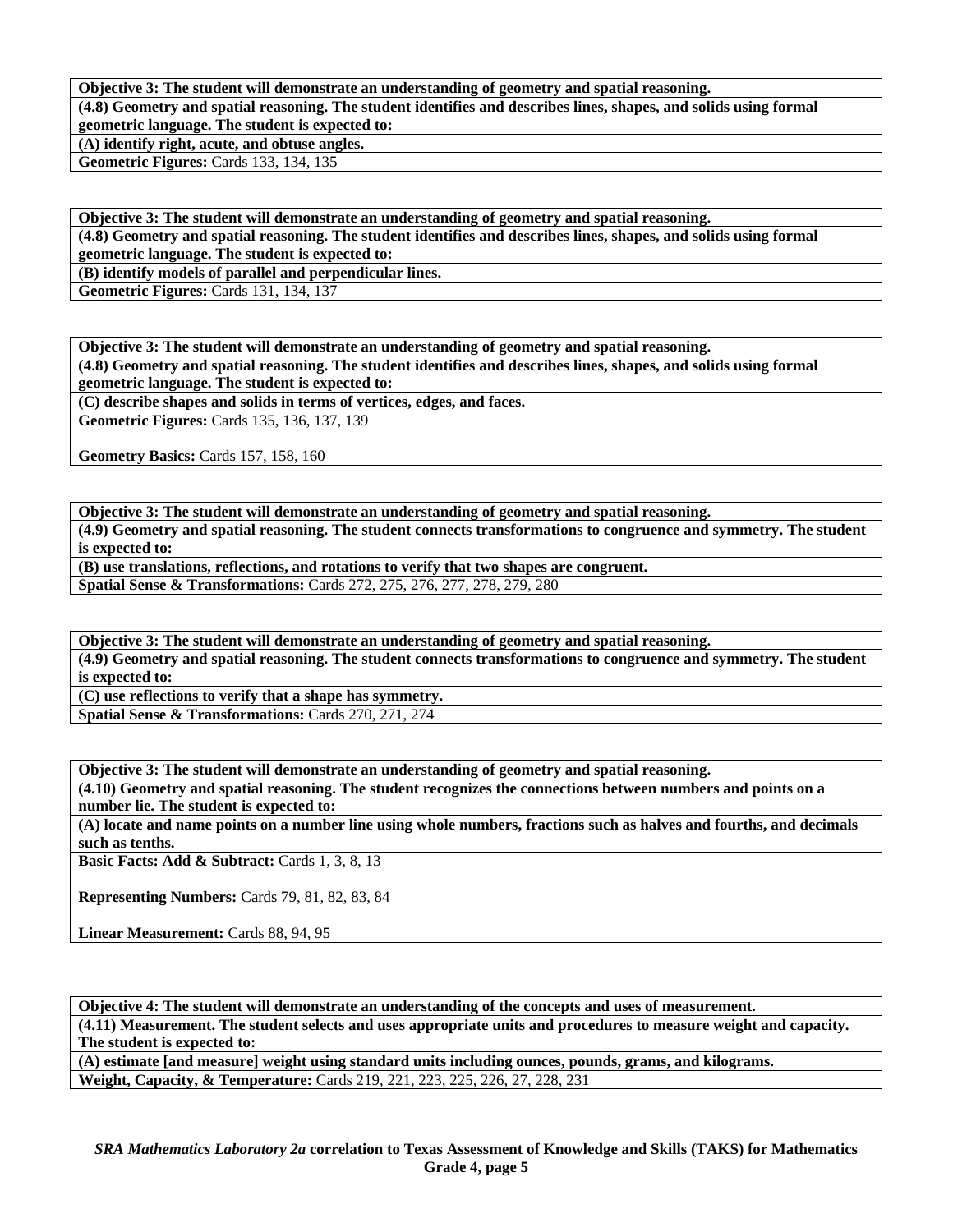| **Objective 3: The student will demonstrate an understanding of geometry and spatial reasoning.** |
|---|
| **(4.8) Geometry and spatial reasoning. The student identifies and describes lines, shapes, and solids using formal geometric language. The student is expected to:** |
| **(A) identify right, acute, and obtuse angles.** |
| **Geometric Figures:** Cards 133, 134, 135 |

| **Objective 3: The student will demonstrate an understanding of geometry and spatial reasoning.** |
|---|
| **(4.8) Geometry and spatial reasoning. The student identifies and describes lines, shapes, and solids using formal geometric language. The student is expected to:** |
| **(B) identify models of parallel and perpendicular lines.** |
| **Geometric Figures:** Cards 131, 134, 137 |

| **Objective 3: The student will demonstrate an understanding of geometry and spatial reasoning.** |
|---|
| **(4.8) Geometry and spatial reasoning. The student identifies and describes lines, shapes, and solids using formal geometric language. The student is expected to:** |
| **(C) describe shapes and solids in terms of vertices, edges, and faces.** |
| **Geometric Figures:** Cards 135, 136, 137, 139<br><br>**Geometry Basics:** Cards 157, 158, 160 |

| **Objective 3: The student will demonstrate an understanding of geometry and spatial reasoning.** |
|---|
| **(4.9) Geometry and spatial reasoning. The student connects transformations to congruence and symmetry. The student is expected to:** |
| **(B) use translations, reflections, and rotations to verify that two shapes are congruent.** |
| **Spatial Sense & Transformations:** Cards 272, 275, 276, 277, 278, 279, 280 |

| **Objective 3: The student will demonstrate an understanding of geometry and spatial reasoning.** |
|---|
| **(4.9) Geometry and spatial reasoning. The student connects transformations to congruence and symmetry. The student is expected to:** |
| **(C) use reflections to verify that a shape has symmetry.** |
| **Spatial Sense & Transformations:** Cards 270, 271, 274 |

| **Objective 3: The student will demonstrate an understanding of geometry and spatial reasoning.** |
|---|
| **(4.10) Geometry and spatial reasoning. The student recognizes the connections between numbers and points on a number lie. The student is expected to:** |
| **(A) locate and name points on a number line using whole numbers, fractions such as halves and fourths, and decimals such as tenths.** |
| **Basic Facts: Add & Subtract:** Cards 1, 3, 8, 13<br><br>**Representing Numbers:** Cards 79, 81, 82, 83, 84<br><br>**Linear Measurement:** Cards 88, 94, 95 |

| **Objective 4: The student will demonstrate an understanding of the concepts and uses of measurement.** |
|---|
| **(4.11) Measurement. The student selects and uses appropriate units and procedures to measure weight and capacity. The student is expected to:** |
| **(A) estimate [and measure] weight using standard units including ounces, pounds, grams, and kilograms.** |
| **Weight, Capacity, & Temperature:** Cards 219, 221, 223, 225, 226, 27, 228, 231 |

***SRA Mathematics Laboratory 2a* correlation to Texas Assessment of Knowledge and Skills (TAKS) for Mathematics Grade 4, page 5**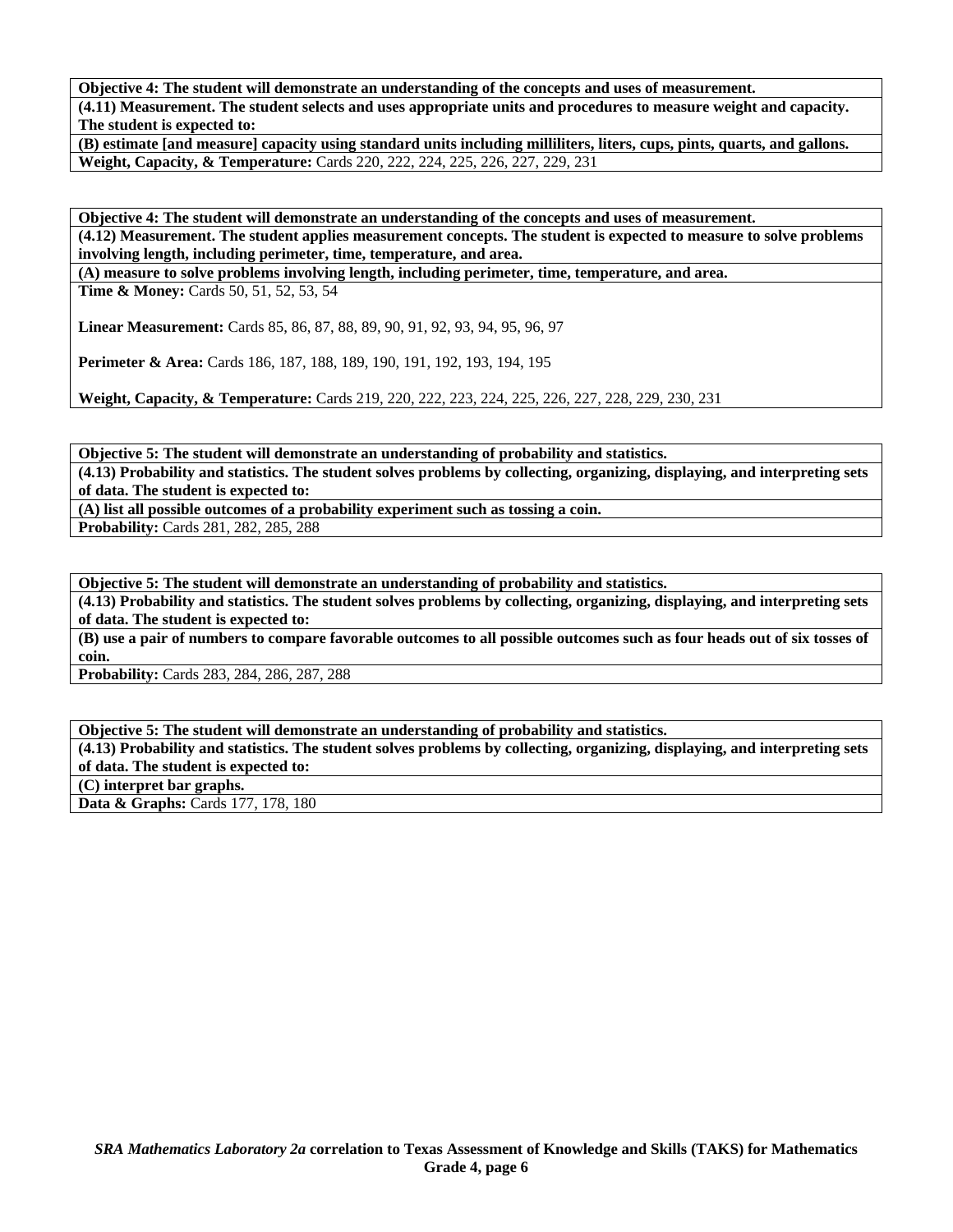**Objective 4: The student will demonstrate an understanding of the concepts and uses of measurement.**

**(4.11) Measurement. The student selects and uses appropriate units and procedures to measure weight and capacity. The student is expected to:**

**(B) estimate [and measure] capacity using standard units including milliliters, liters, cups, pints, quarts, and gallons.**

**Weight, Capacity, & Temperature:** Cards 220, 222, 224, 225, 226, 227, 229, 231

---

**Objective 4: The student will demonstrate an understanding of the concepts and uses of measurement.**

**(4.12) Measurement. The student applies measurement concepts. The student is expected to measure to solve problems involving length, including perimeter, time, temperature, and area.**

**(A) measure to solve problems involving length, including perimeter, time, temperature, and area.**

**Time & Money:** Cards 50, 51, 52, 53, 54

**Linear Measurement:** Cards 85, 86, 87, 88, 89, 90, 91, 92, 93, 94, 95, 96, 97

**Perimeter & Area:** Cards 186, 187, 188, 189, 190, 191, 192, 193, 194, 195

**Weight, Capacity, & Temperature:** Cards 219, 220, 222, 223, 224, 225, 226, 227, 228, 229, 230, 231

---

**Objective 5: The student will demonstrate an understanding of probability and statistics.**

**(4.13) Probability and statistics. The student solves problems by collecting, organizing, displaying, and interpreting sets of data. The student is expected to:**

**(A) list all possible outcomes of a probability experiment such as tossing a coin.**

**Probability:** Cards 281, 282, 285, 288

---

**Objective 5: The student will demonstrate an understanding of probability and statistics.**

**(4.13) Probability and statistics. The student solves problems by collecting, organizing, displaying, and interpreting sets of data. The student is expected to:**

**(B) use a pair of numbers to compare favorable outcomes to all possible outcomes such as four heads out of six tosses of coin.**

**Probability:** Cards 283, 284, 286, 287, 288

---

**Objective 5: The student will demonstrate an understanding of probability and statistics.**

**(4.13) Probability and statistics. The student solves problems by collecting, organizing, displaying, and interpreting sets of data. The student is expected to:**

**(C) interpret bar graphs.**

**Data & Graphs:** Cards 177, 178, 180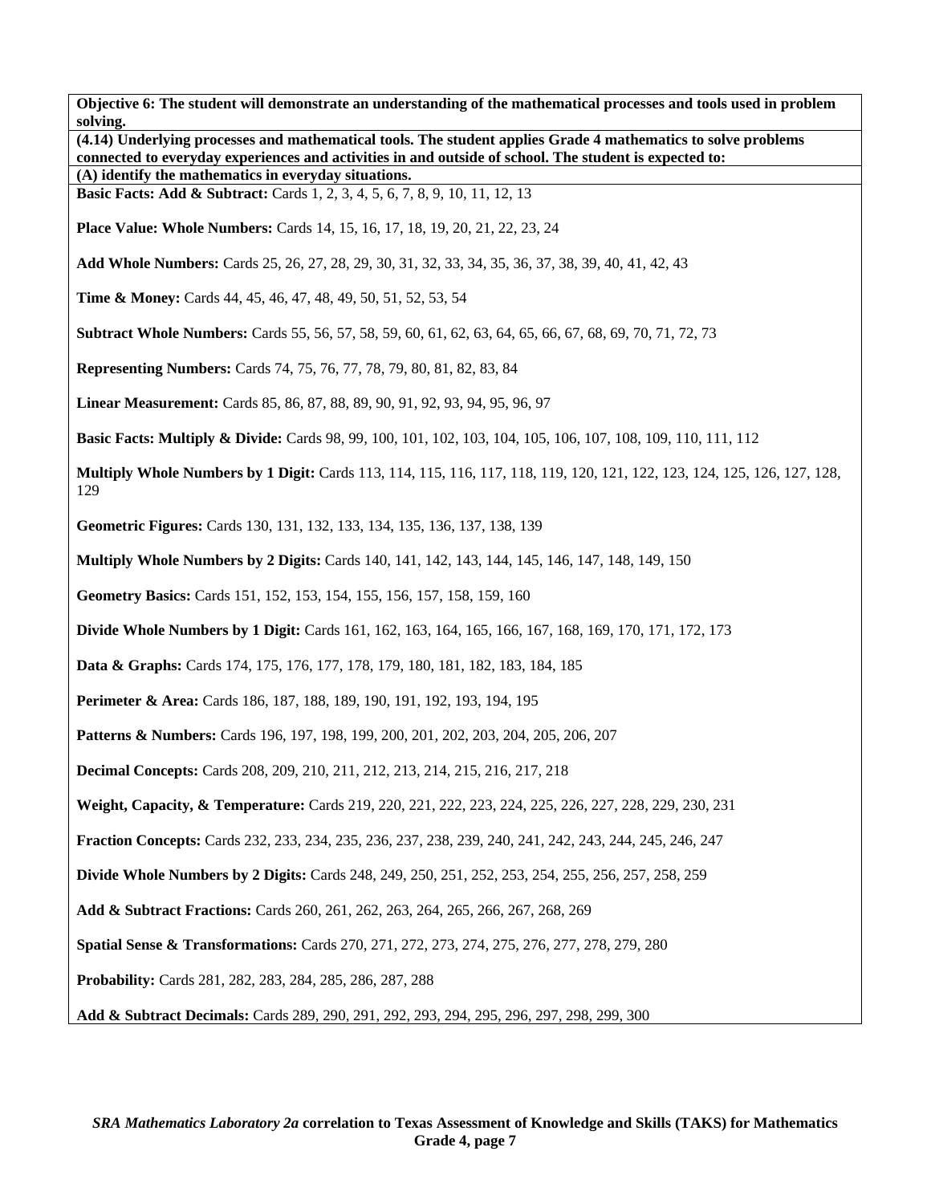**Objective 6: The student will demonstrate an understanding of the mathematical processes and tools used in problem solving.**

**(4.14) Underlying processes and mathematical tools. The student applies Grade 4 mathematics to solve problems connected to everyday experiences and activities in and outside of school. The student is expected to:**

**(A) identify the mathematics in everyday situations.**

**Basic Facts: Add & Subtract:** Cards 1, 2, 3, 4, 5, 6, 7, 8, 9, 10, 11, 12, 13

**Place Value: Whole Numbers:** Cards 14, 15, 16, 17, 18, 19, 20, 21, 22, 23, 24

**Add Whole Numbers:** Cards 25, 26, 27, 28, 29, 30, 31, 32, 33, 34, 35, 36, 37, 38, 39, 40, 41, 42, 43

**Time & Money:** Cards 44, 45, 46, 47, 48, 49, 50, 51, 52, 53, 54

**Subtract Whole Numbers:** Cards 55, 56, 57, 58, 59, 60, 61, 62, 63, 64, 65, 66, 67, 68, 69, 70, 71, 72, 73

**Representing Numbers:** Cards 74, 75, 76, 77, 78, 79, 80, 81, 82, 83, 84

**Linear Measurement:** Cards 85, 86, 87, 88, 89, 90, 91, 92, 93, 94, 95, 96, 97

**Basic Facts: Multiply & Divide:** Cards 98, 99, 100, 101, 102, 103, 104, 105, 106, 107, 108, 109, 110, 111, 112

**Multiply Whole Numbers by 1 Digit:** Cards 113, 114, 115, 116, 117, 118, 119, 120, 121, 122, 123, 124, 125, 126, 127, 128, 129

**Geometric Figures:** Cards 130, 131, 132, 133, 134, 135, 136, 137, 138, 139

**Multiply Whole Numbers by 2 Digits:** Cards 140, 141, 142, 143, 144, 145, 146, 147, 148, 149, 150

**Geometry Basics:** Cards 151, 152, 153, 154, 155, 156, 157, 158, 159, 160

**Divide Whole Numbers by 1 Digit:** Cards 161, 162, 163, 164, 165, 166, 167, 168, 169, 170, 171, 172, 173

**Data & Graphs:** Cards 174, 175, 176, 177, 178, 179, 180, 181, 182, 183, 184, 185

**Perimeter & Area:** Cards 186, 187, 188, 189, 190, 191, 192, 193, 194, 195

**Patterns & Numbers:** Cards 196, 197, 198, 199, 200, 201, 202, 203, 204, 205, 206, 207

**Decimal Concepts:** Cards 208, 209, 210, 211, 212, 213, 214, 215, 216, 217, 218

**Weight, Capacity, & Temperature:** Cards 219, 220, 221, 222, 223, 224, 225, 226, 227, 228, 229, 230, 231

**Fraction Concepts:** Cards 232, 233, 234, 235, 236, 237, 238, 239, 240, 241, 242, 243, 244, 245, 246, 247

**Divide Whole Numbers by 2 Digits:** Cards 248, 249, 250, 251, 252, 253, 254, 255, 256, 257, 258, 259

**Add & Subtract Fractions:** Cards 260, 261, 262, 263, 264, 265, 266, 267, 268, 269

**Spatial Sense & Transformations:** Cards 270, 271, 272, 273, 274, 275, 276, 277, 278, 279, 280

**Probability:** Cards 281, 282, 283, 284, 285, 286, 287, 288

**Add & Subtract Decimals:** Cards 289, 290, 291, 292, 293, 294, 295, 296, 297, 298, 299, 300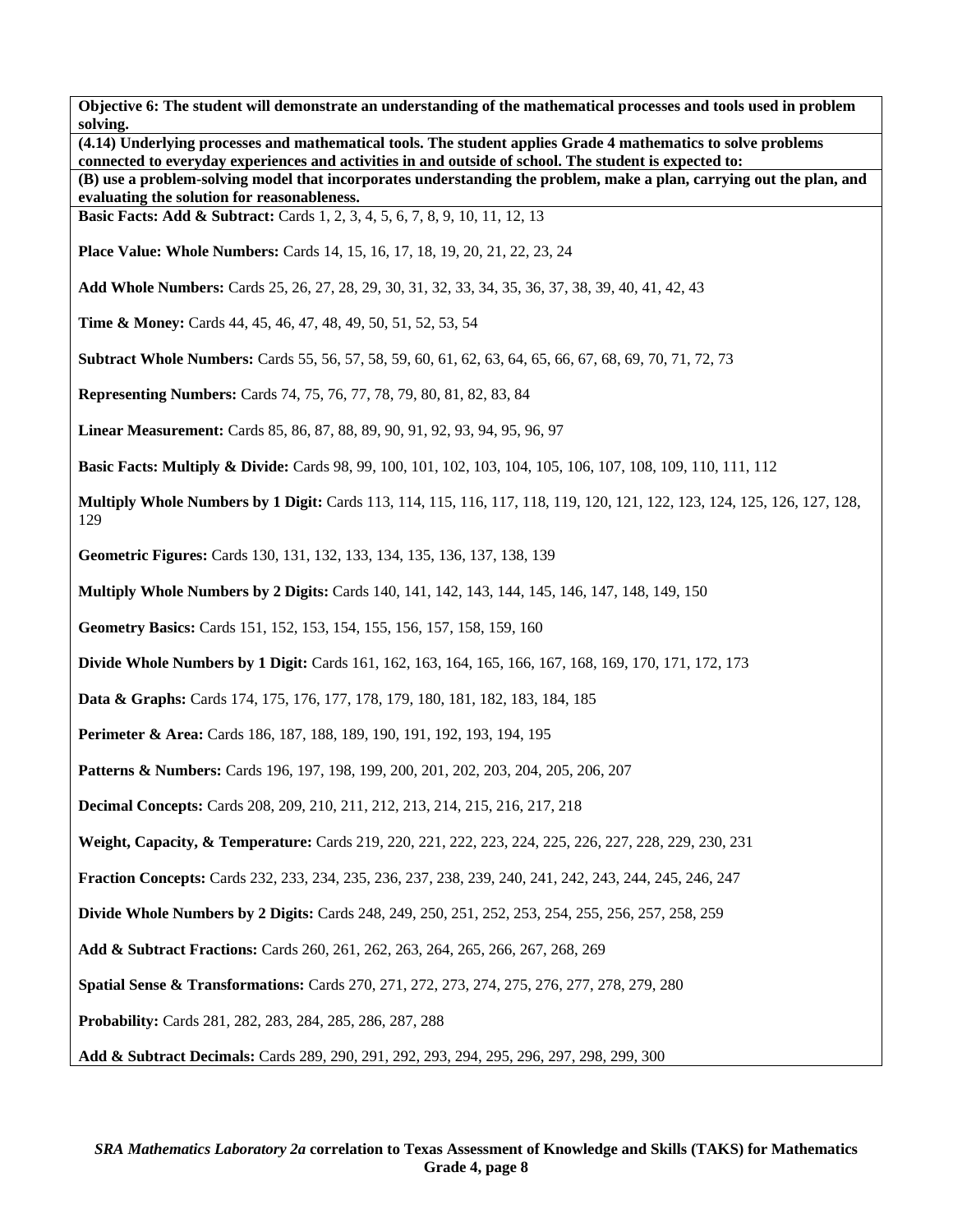**Objective 6: The student will demonstrate an understanding of the mathematical processes and tools used in problem solving.**

**(4.14) Underlying processes and mathematical tools. The student applies Grade 4 mathematics to solve problems connected to everyday experiences and activities in and outside of school. The student is expected to:**

**(B) use a problem-solving model that incorporates understanding the problem, make a plan, carrying out the plan, and evaluating the solution for reasonableness.**

**Basic Facts: Add & Subtract:** Cards 1, 2, 3, 4, 5, 6, 7, 8, 9, 10, 11, 12, 13

**Place Value: Whole Numbers:** Cards 14, 15, 16, 17, 18, 19, 20, 21, 22, 23, 24

**Add Whole Numbers:** Cards 25, 26, 27, 28, 29, 30, 31, 32, 33, 34, 35, 36, 37, 38, 39, 40, 41, 42, 43

**Time & Money:** Cards 44, 45, 46, 47, 48, 49, 50, 51, 52, 53, 54

**Subtract Whole Numbers:** Cards 55, 56, 57, 58, 59, 60, 61, 62, 63, 64, 65, 66, 67, 68, 69, 70, 71, 72, 73

**Representing Numbers:** Cards 74, 75, 76, 77, 78, 79, 80, 81, 82, 83, 84

**Linear Measurement:** Cards 85, 86, 87, 88, 89, 90, 91, 92, 93, 94, 95, 96, 97

**Basic Facts: Multiply & Divide:** Cards 98, 99, 100, 101, 102, 103, 104, 105, 106, 107, 108, 109, 110, 111, 112

**Multiply Whole Numbers by 1 Digit:** Cards 113, 114, 115, 116, 117, 118, 119, 120, 121, 122, 123, 124, 125, 126, 127, 128, 129

**Geometric Figures:** Cards 130, 131, 132, 133, 134, 135, 136, 137, 138, 139

**Multiply Whole Numbers by 2 Digits:** Cards 140, 141, 142, 143, 144, 145, 146, 147, 148, 149, 150

**Geometry Basics:** Cards 151, 152, 153, 154, 155, 156, 157, 158, 159, 160

**Divide Whole Numbers by 1 Digit:** Cards 161, 162, 163, 164, 165, 166, 167, 168, 169, 170, 171, 172, 173

**Data & Graphs:** Cards 174, 175, 176, 177, 178, 179, 180, 181, 182, 183, 184, 185

**Perimeter & Area:** Cards 186, 187, 188, 189, 190, 191, 192, 193, 194, 195

**Patterns & Numbers:** Cards 196, 197, 198, 199, 200, 201, 202, 203, 204, 205, 206, 207

**Decimal Concepts:** Cards 208, 209, 210, 211, 212, 213, 214, 215, 216, 217, 218

**Weight, Capacity, & Temperature:** Cards 219, 220, 221, 222, 223, 224, 225, 226, 227, 228, 229, 230, 231

**Fraction Concepts:** Cards 232, 233, 234, 235, 236, 237, 238, 239, 240, 241, 242, 243, 244, 245, 246, 247

**Divide Whole Numbers by 2 Digits:** Cards 248, 249, 250, 251, 252, 253, 254, 255, 256, 257, 258, 259

**Add & Subtract Fractions:** Cards 260, 261, 262, 263, 264, 265, 266, 267, 268, 269

**Spatial Sense & Transformations:** Cards 270, 271, 272, 273, 274, 275, 276, 277, 278, 279, 280

**Probability:** Cards 281, 282, 283, 284, 285, 286, 287, 288

**Add & Subtract Decimals:** Cards 289, 290, 291, 292, 293, 294, 295, 296, 297, 298, 299, 300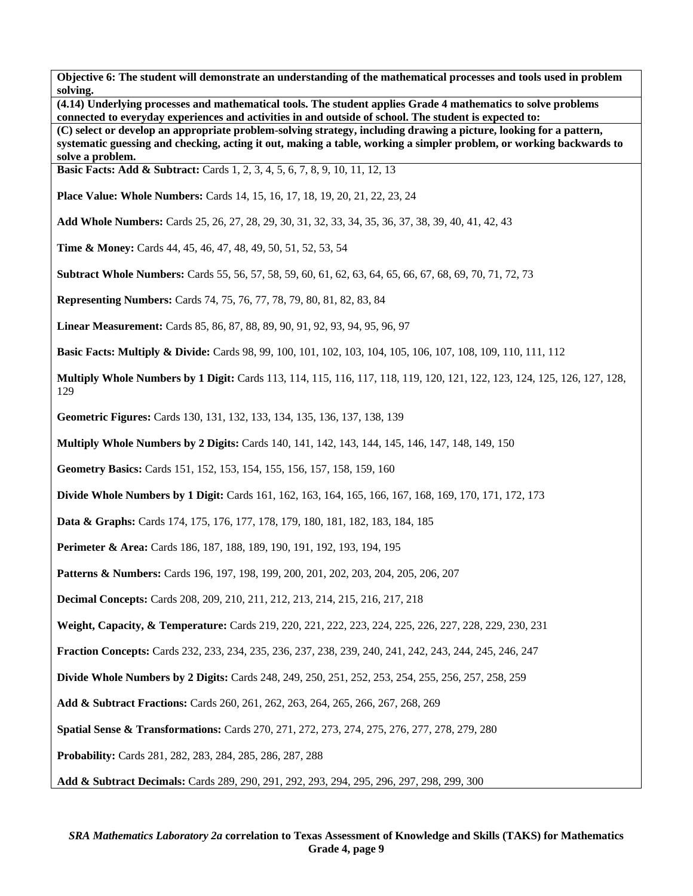**Objective 6: The student will demonstrate an understanding of the mathematical processes and tools used in problem solving.**

**(4.14) Underlying processes and mathematical tools. The student applies Grade 4 mathematics to solve problems connected to everyday experiences and activities in and outside of school. The student is expected to:**

**(C) select or develop an appropriate problem-solving strategy, including drawing a picture, looking for a pattern, systematic guessing and checking, acting it out, making a table, working a simpler problem, or working backwards to solve a problem.**

**Basic Facts: Add & Subtract:** Cards 1, 2, 3, 4, 5, 6, 7, 8, 9, 10, 11, 12, 13

**Place Value: Whole Numbers:** Cards 14, 15, 16, 17, 18, 19, 20, 21, 22, 23, 24

**Add Whole Numbers:** Cards 25, 26, 27, 28, 29, 30, 31, 32, 33, 34, 35, 36, 37, 38, 39, 40, 41, 42, 43

**Time & Money:** Cards 44, 45, 46, 47, 48, 49, 50, 51, 52, 53, 54

**Subtract Whole Numbers:** Cards 55, 56, 57, 58, 59, 60, 61, 62, 63, 64, 65, 66, 67, 68, 69, 70, 71, 72, 73

**Representing Numbers:** Cards 74, 75, 76, 77, 78, 79, 80, 81, 82, 83, 84

**Linear Measurement:** Cards 85, 86, 87, 88, 89, 90, 91, 92, 93, 94, 95, 96, 97

**Basic Facts: Multiply & Divide:** Cards 98, 99, 100, 101, 102, 103, 104, 105, 106, 107, 108, 109, 110, 111, 112

**Multiply Whole Numbers by 1 Digit:** Cards 113, 114, 115, 116, 117, 118, 119, 120, 121, 122, 123, 124, 125, 126, 127, 128, 129

**Geometric Figures:** Cards 130, 131, 132, 133, 134, 135, 136, 137, 138, 139

**Multiply Whole Numbers by 2 Digits:** Cards 140, 141, 142, 143, 144, 145, 146, 147, 148, 149, 150

**Geometry Basics:** Cards 151, 152, 153, 154, 155, 156, 157, 158, 159, 160

**Divide Whole Numbers by 1 Digit:** Cards 161, 162, 163, 164, 165, 166, 167, 168, 169, 170, 171, 172, 173

**Data & Graphs:** Cards 174, 175, 176, 177, 178, 179, 180, 181, 182, 183, 184, 185

**Perimeter & Area:** Cards 186, 187, 188, 189, 190, 191, 192, 193, 194, 195

**Patterns & Numbers:** Cards 196, 197, 198, 199, 200, 201, 202, 203, 204, 205, 206, 207

**Decimal Concepts:** Cards 208, 209, 210, 211, 212, 213, 214, 215, 216, 217, 218

**Weight, Capacity, & Temperature:** Cards 219, 220, 221, 222, 223, 224, 225, 226, 227, 228, 229, 230, 231

**Fraction Concepts:** Cards 232, 233, 234, 235, 236, 237, 238, 239, 240, 241, 242, 243, 244, 245, 246, 247

**Divide Whole Numbers by 2 Digits:** Cards 248, 249, 250, 251, 252, 253, 254, 255, 256, 257, 258, 259

**Add & Subtract Fractions:** Cards 260, 261, 262, 263, 264, 265, 266, 267, 268, 269

**Spatial Sense & Transformations:** Cards 270, 271, 272, 273, 274, 275, 276, 277, 278, 279, 280

**Probability:** Cards 281, 282, 283, 284, 285, 286, 287, 288

**Add & Subtract Decimals:** Cards 289, 290, 291, 292, 293, 294, 295, 296, 297, 298, 299, 300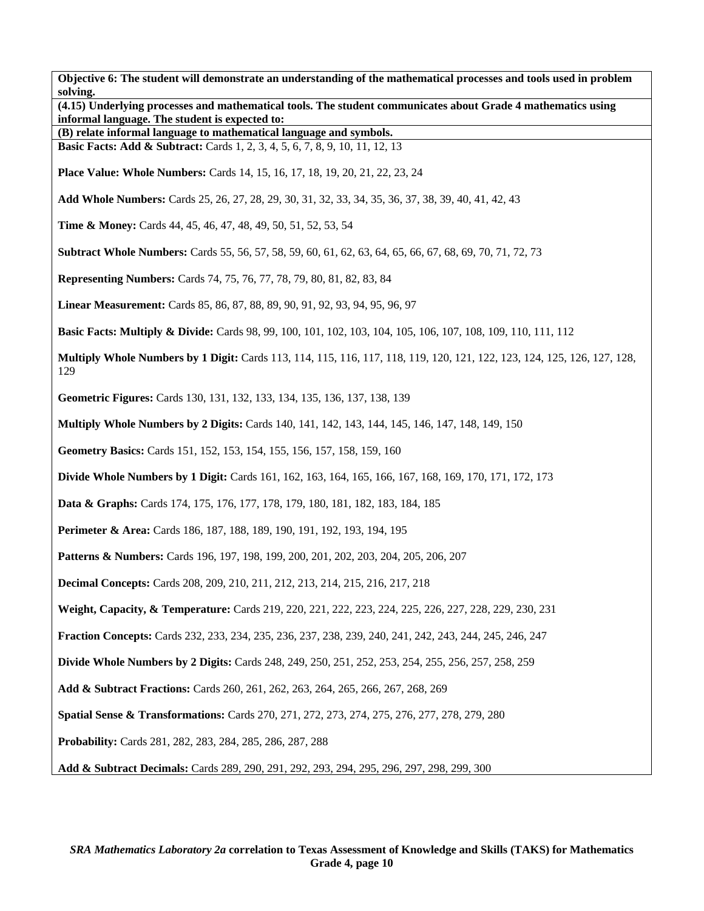**Objective 6: The student will demonstrate an understanding of the mathematical processes and tools used in problem solving.**

**(4.15) Underlying processes and mathematical tools. The student communicates about Grade 4 mathematics using informal language. The student is expected to:**

**(B) relate informal language to mathematical language and symbols.**

**Basic Facts: Add & Subtract:** Cards 1, 2, 3, 4, 5, 6, 7, 8, 9, 10, 11, 12, 13

**Place Value: Whole Numbers:** Cards 14, 15, 16, 17, 18, 19, 20, 21, 22, 23, 24

**Add Whole Numbers:** Cards 25, 26, 27, 28, 29, 30, 31, 32, 33, 34, 35, 36, 37, 38, 39, 40, 41, 42, 43

**Time & Money:** Cards 44, 45, 46, 47, 48, 49, 50, 51, 52, 53, 54

**Subtract Whole Numbers:** Cards 55, 56, 57, 58, 59, 60, 61, 62, 63, 64, 65, 66, 67, 68, 69, 70, 71, 72, 73

**Representing Numbers:** Cards 74, 75, 76, 77, 78, 79, 80, 81, 82, 83, 84

**Linear Measurement:** Cards 85, 86, 87, 88, 89, 90, 91, 92, 93, 94, 95, 96, 97

**Basic Facts: Multiply & Divide:** Cards 98, 99, 100, 101, 102, 103, 104, 105, 106, 107, 108, 109, 110, 111, 112

**Multiply Whole Numbers by 1 Digit:** Cards 113, 114, 115, 116, 117, 118, 119, 120, 121, 122, 123, 124, 125, 126, 127, 128, 129

**Geometric Figures:** Cards 130, 131, 132, 133, 134, 135, 136, 137, 138, 139

**Multiply Whole Numbers by 2 Digits:** Cards 140, 141, 142, 143, 144, 145, 146, 147, 148, 149, 150

**Geometry Basics:** Cards 151, 152, 153, 154, 155, 156, 157, 158, 159, 160

**Divide Whole Numbers by 1 Digit:** Cards 161, 162, 163, 164, 165, 166, 167, 168, 169, 170, 171, 172, 173

**Data & Graphs:** Cards 174, 175, 176, 177, 178, 179, 180, 181, 182, 183, 184, 185

**Perimeter & Area:** Cards 186, 187, 188, 189, 190, 191, 192, 193, 194, 195

**Patterns & Numbers:** Cards 196, 197, 198, 199, 200, 201, 202, 203, 204, 205, 206, 207

**Decimal Concepts:** Cards 208, 209, 210, 211, 212, 213, 214, 215, 216, 217, 218

**Weight, Capacity, & Temperature:** Cards 219, 220, 221, 222, 223, 224, 225, 226, 227, 228, 229, 230, 231

**Fraction Concepts:** Cards 232, 233, 234, 235, 236, 237, 238, 239, 240, 241, 242, 243, 244, 245, 246, 247

**Divide Whole Numbers by 2 Digits:** Cards 248, 249, 250, 251, 252, 253, 254, 255, 256, 257, 258, 259

**Add & Subtract Fractions:** Cards 260, 261, 262, 263, 264, 265, 266, 267, 268, 269

**Spatial Sense & Transformations:** Cards 270, 271, 272, 273, 274, 275, 276, 277, 278, 279, 280

**Probability:** Cards 281, 282, 283, 284, 285, 286, 287, 288

**Add & Subtract Decimals:** Cards 289, 290, 291, 292, 293, 294, 295, 296, 297, 298, 299, 300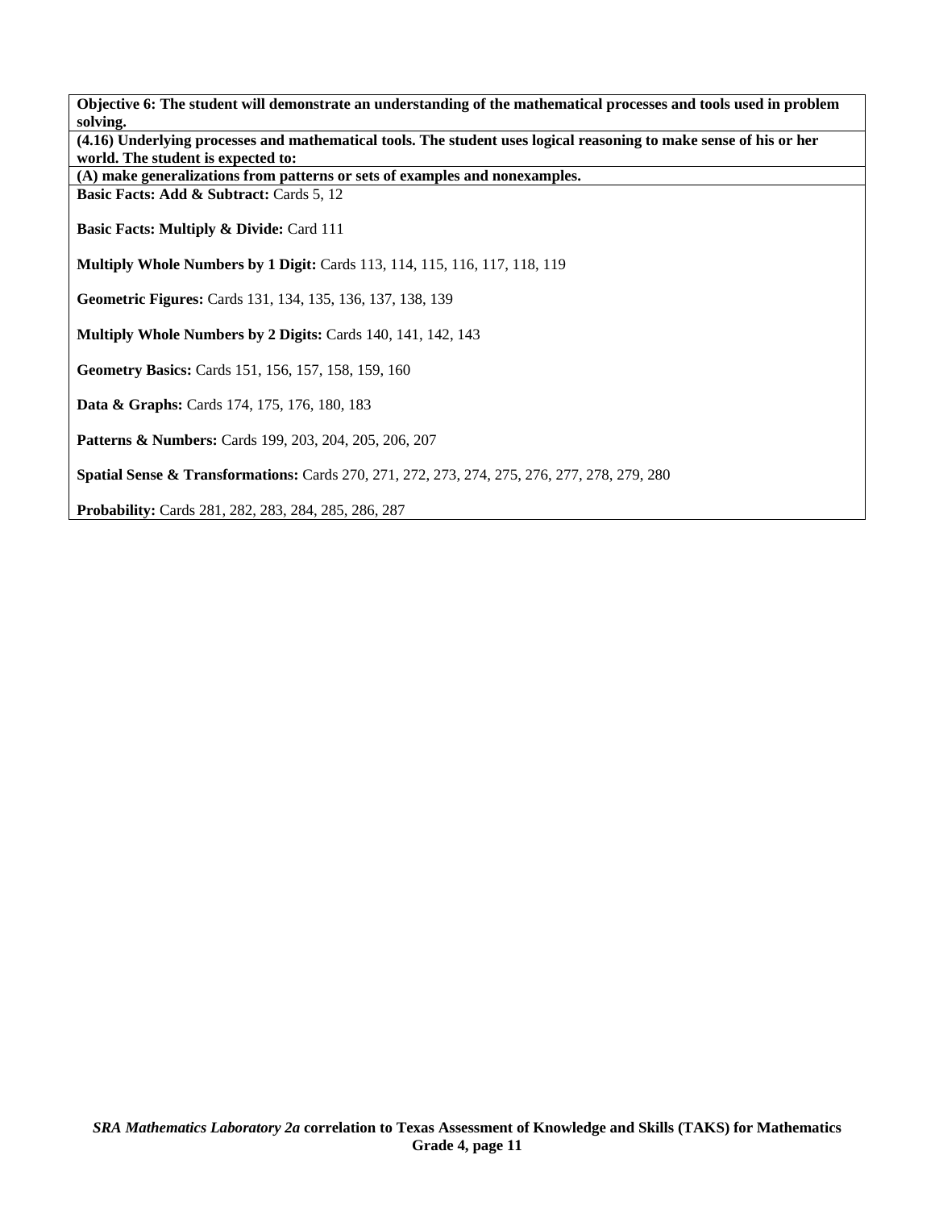**Objective 6: The student will demonstrate an understanding of the mathematical processes and tools used in problem solving.**

**(4.16) Underlying processes and mathematical tools. The student uses logical reasoning to make sense of his or her world. The student is expected to:**

**(A) make generalizations from patterns or sets of examples and nonexamples.**

**Basic Facts: Add & Subtract:** Cards 5, 12

**Basic Facts: Multiply & Divide:** Card 111

**Multiply Whole Numbers by 1 Digit:** Cards 113, 114, 115, 116, 117, 118, 119

**Geometric Figures:** Cards 131, 134, 135, 136, 137, 138, 139

**Multiply Whole Numbers by 2 Digits:** Cards 140, 141, 142, 143

**Geometry Basics:** Cards 151, 156, 157, 158, 159, 160

**Data & Graphs:** Cards 174, 175, 176, 180, 183

**Patterns & Numbers:** Cards 199, 203, 204, 205, 206, 207

**Spatial Sense & Transformations:** Cards 270, 271, 272, 273, 274, 275, 276, 277, 278, 279, 280

**Probability:** Cards 281, 282, 283, 284, 285, 286, 287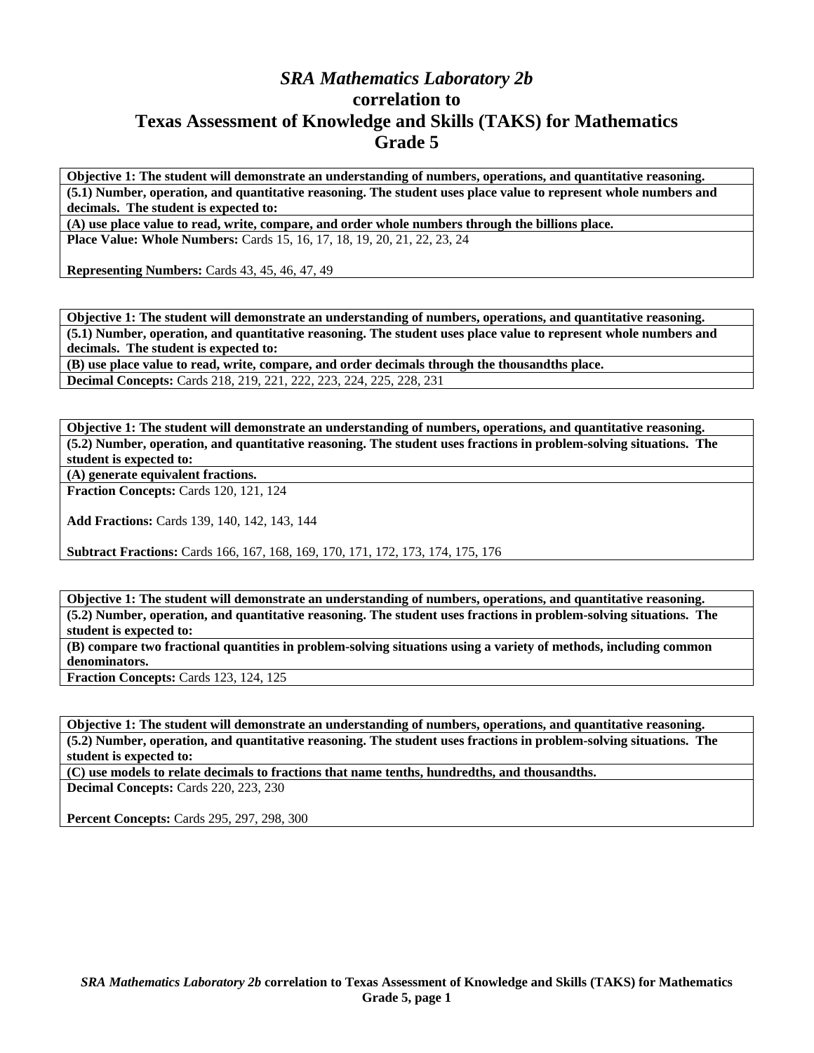# *SRA Mathematics Laboratory 2b* correlation to Texas Assessment of Knowledge and Skills (TAKS) for Mathematics Grade 5

| **Objective 1: The student will demonstrate an understanding of numbers, operations, and quantitative reasoning.** |
|---|
| **(5.1) Number, operation, and quantitative reasoning. The student uses place value to represent whole numbers and decimals. The student is expected to:** |
| **(A) use place value to read, write, compare, and order whole numbers through the billions place.** |
| **Place Value: Whole Numbers:** Cards 15, 16, 17, 18, 19, 20, 21, 22, 23, 24<br><br>**Representing Numbers:** Cards 43, 45, 46, 47, 49 |

| **Objective 1: The student will demonstrate an understanding of numbers, operations, and quantitative reasoning.** |
|---|
| **(5.1) Number, operation, and quantitative reasoning. The student uses place value to represent whole numbers and decimals. The student is expected to:** |
| **(B) use place value to read, write, compare, and order decimals through the thousandths place.** |
| **Decimal Concepts:** Cards 218, 219, 221, 222, 223, 224, 225, 228, 231 |

| **Objective 1: The student will demonstrate an understanding of numbers, operations, and quantitative reasoning.** |
|---|
| **(5.2) Number, operation, and quantitative reasoning. The student uses fractions in problem-solving situations. The student is expected to:** |
| **(A) generate equivalent fractions.** |
| **Fraction Concepts:** Cards 120, 121, 124<br><br>**Add Fractions:** Cards 139, 140, 142, 143, 144<br><br>**Subtract Fractions:** Cards 166, 167, 168, 169, 170, 171, 172, 173, 174, 175, 176 |

| **Objective 1: The student will demonstrate an understanding of numbers, operations, and quantitative reasoning.** |
|---|
| **(5.2) Number, operation, and quantitative reasoning. The student uses fractions in problem-solving situations. The student is expected to:** |
| **(B) compare two fractional quantities in problem-solving situations using a variety of methods, including common denominators.** |
| **Fraction Concepts:** Cards 123, 124, 125 |

| **Objective 1: The student will demonstrate an understanding of numbers, operations, and quantitative reasoning.** |
|---|
| **(5.2) Number, operation, and quantitative reasoning. The student uses fractions in problem-solving situations. The student is expected to:** |
| **(C) use models to relate decimals to fractions that name tenths, hundredths, and thousandths.** |
| **Decimal Concepts:** Cards 220, 223, 230<br><br>**Percent Concepts:** Cards 295, 297, 298, 300 |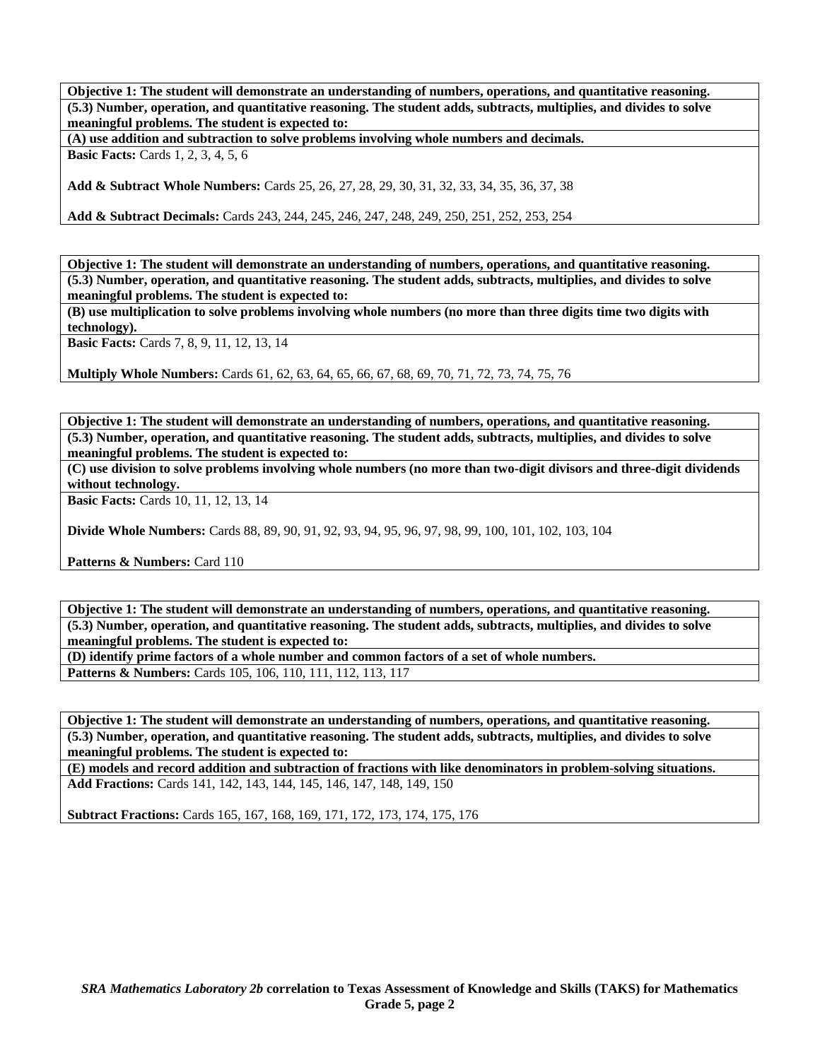**Objective 1: The student will demonstrate an understanding of numbers, operations, and quantitative reasoning.**

**(5.3) Number, operation, and quantitative reasoning. The student adds, subtracts, multiplies, and divides to solve meaningful problems. The student is expected to:**

**(A) use addition and subtraction to solve problems involving whole numbers and decimals.**

**Basic Facts:** Cards 1, 2, 3, 4, 5, 6

**Add & Subtract Whole Numbers:** Cards 25, 26, 27, 28, 29, 30, 31, 32, 33, 34, 35, 36, 37, 38

**Add & Subtract Decimals:** Cards 243, 244, 245, 246, 247, 248, 249, 250, 251, 252, 253, 254

**Objective 1: The student will demonstrate an understanding of numbers, operations, and quantitative reasoning.**

**(5.3) Number, operation, and quantitative reasoning. The student adds, subtracts, multiplies, and divides to solve meaningful problems. The student is expected to:**

**(B) use multiplication to solve problems involving whole numbers (no more than three digits time two digits with technology).**

**Basic Facts:** Cards 7, 8, 9, 11, 12, 13, 14

**Multiply Whole Numbers:** Cards 61, 62, 63, 64, 65, 66, 67, 68, 69, 70, 71, 72, 73, 74, 75, 76

**Objective 1: The student will demonstrate an understanding of numbers, operations, and quantitative reasoning.**

**(5.3) Number, operation, and quantitative reasoning. The student adds, subtracts, multiplies, and divides to solve meaningful problems. The student is expected to:**

**(C) use division to solve problems involving whole numbers (no more than two-digit divisors and three-digit dividends without technology.**

**Basic Facts:** Cards 10, 11, 12, 13, 14

**Divide Whole Numbers:** Cards 88, 89, 90, 91, 92, 93, 94, 95, 96, 97, 98, 99, 100, 101, 102, 103, 104

**Patterns & Numbers:** Card 110

**Objective 1: The student will demonstrate an understanding of numbers, operations, and quantitative reasoning.**

**(5.3) Number, operation, and quantitative reasoning. The student adds, subtracts, multiplies, and divides to solve meaningful problems. The student is expected to:**

**(D) identify prime factors of a whole number and common factors of a set of whole numbers.**

**Patterns & Numbers:** Cards 105, 106, 110, 111, 112, 113, 117

**Objective 1: The student will demonstrate an understanding of numbers, operations, and quantitative reasoning.**

**(5.3) Number, operation, and quantitative reasoning. The student adds, subtracts, multiplies, and divides to solve meaningful problems. The student is expected to:**

**(E) models and record addition and subtraction of fractions with like denominators in problem-solving situations.**

**Add Fractions:** Cards 141, 142, 143, 144, 145, 146, 147, 148, 149, 150

**Subtract Fractions:** Cards 165, 167, 168, 169, 171, 172, 173, 174, 175, 176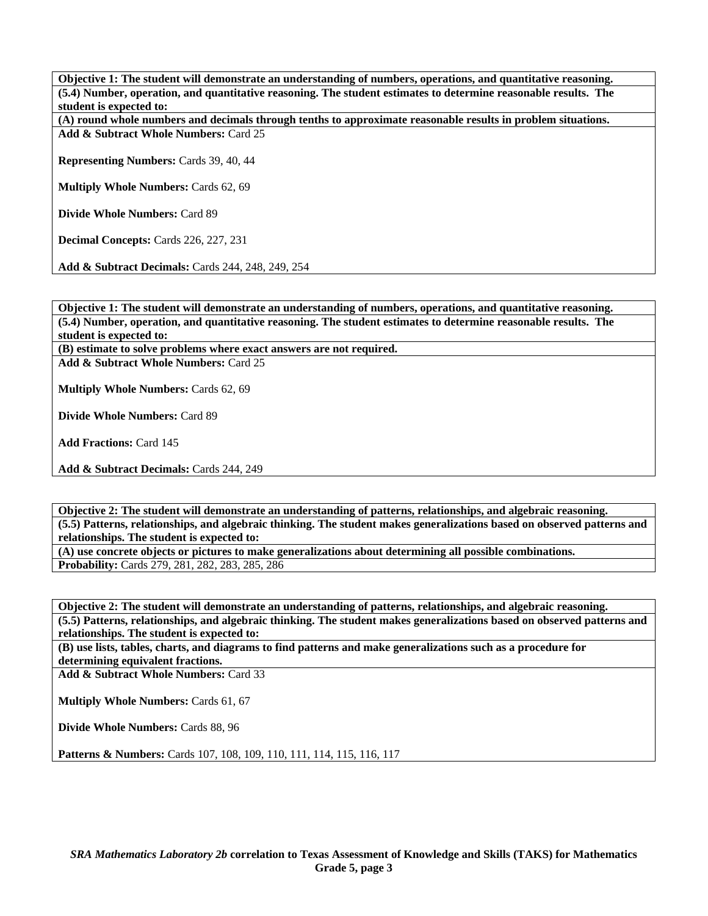**Objective 1: The student will demonstrate an understanding of numbers, operations, and quantitative reasoning.**

**(5.4) Number, operation, and quantitative reasoning. The student estimates to determine reasonable results. The student is expected to:**

**(A) round whole numbers and decimals through tenths to approximate reasonable results in problem situations.**

**Add & Subtract Whole Numbers:** Card 25

**Representing Numbers:** Cards 39, 40, 44

**Multiply Whole Numbers:** Cards 62, 69

**Divide Whole Numbers:** Card 89

**Decimal Concepts:** Cards 226, 227, 231

**Add & Subtract Decimals:** Cards 244, 248, 249, 254

**Objective 1: The student will demonstrate an understanding of numbers, operations, and quantitative reasoning.**

**(5.4) Number, operation, and quantitative reasoning. The student estimates to determine reasonable results. The student is expected to:**

**(B) estimate to solve problems where exact answers are not required.**

**Add & Subtract Whole Numbers:** Card 25

**Multiply Whole Numbers:** Cards 62, 69

**Divide Whole Numbers:** Card 89

**Add Fractions:** Card 145

**Add & Subtract Decimals:** Cards 244, 249

**Objective 2: The student will demonstrate an understanding of patterns, relationships, and algebraic reasoning.**

**(5.5) Patterns, relationships, and algebraic thinking. The student makes generalizations based on observed patterns and relationships. The student is expected to:**

**(A) use concrete objects or pictures to make generalizations about determining all possible combinations.**

**Probability:** Cards 279, 281, 282, 283, 285, 286

**Objective 2: The student will demonstrate an understanding of patterns, relationships, and algebraic reasoning.**

**(5.5) Patterns, relationships, and algebraic thinking. The student makes generalizations based on observed patterns and relationships. The student is expected to:**

**(B) use lists, tables, charts, and diagrams to find patterns and make generalizations such as a procedure for determining equivalent fractions.**

**Add & Subtract Whole Numbers:** Card 33

**Multiply Whole Numbers:** Cards 61, 67

**Divide Whole Numbers:** Cards 88, 96

**Patterns & Numbers:** Cards 107, 108, 109, 110, 111, 114, 115, 116, 117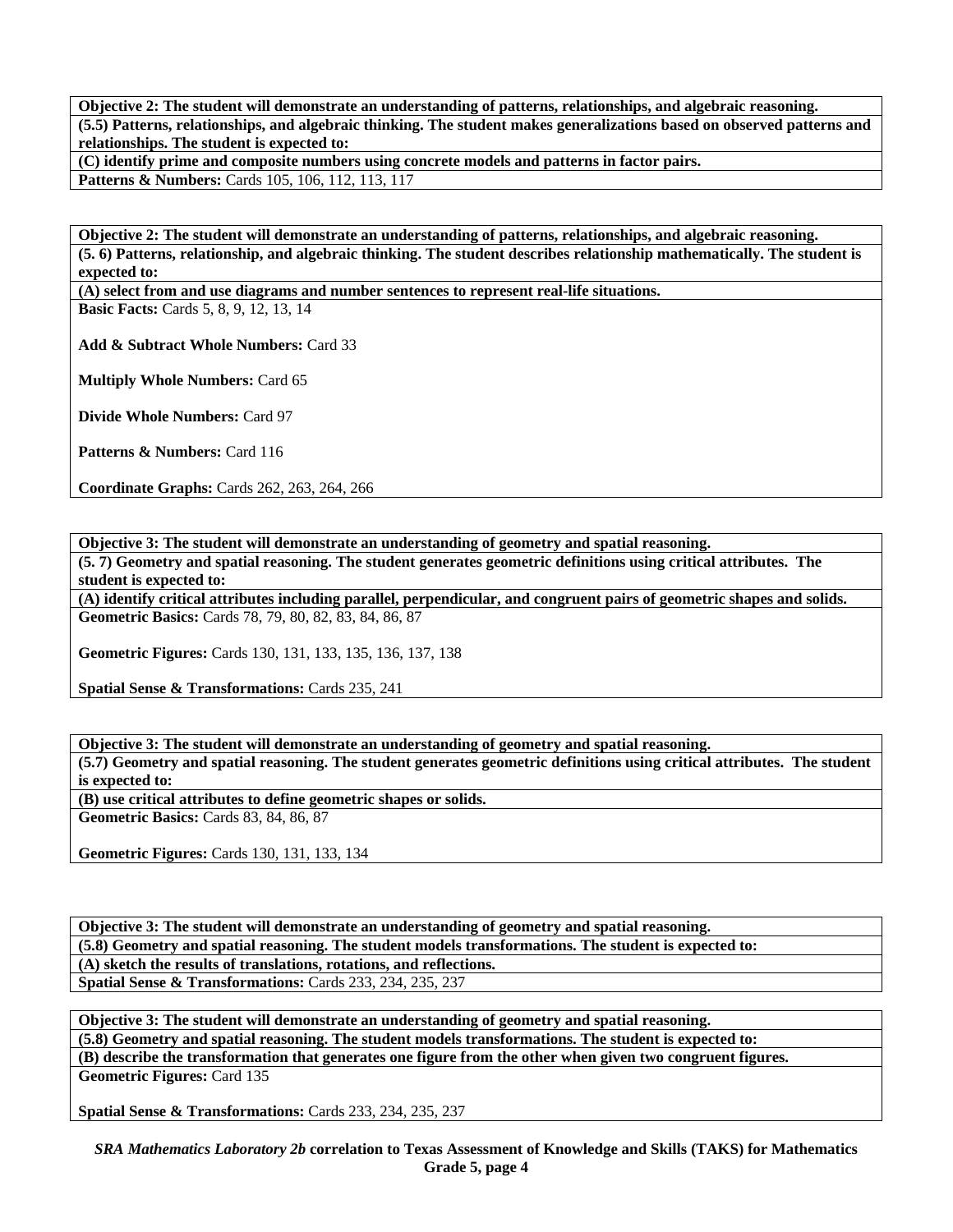**Objective 2: The student will demonstrate an understanding of patterns, relationships, and algebraic reasoning.**

**(5.5) Patterns, relationships, and algebraic thinking. The student makes generalizations based on observed patterns and relationships. The student is expected to:**

**(C) identify prime and composite numbers using concrete models and patterns in factor pairs.**

**Patterns & Numbers:** Cards 105, 106, 112, 113, 117

**Objective 2: The student will demonstrate an understanding of patterns, relationships, and algebraic reasoning.**

**(5. 6) Patterns, relationship, and algebraic thinking. The student describes relationship mathematically. The student is expected to:**

**(A) select from and use diagrams and number sentences to represent real-life situations.**

**Basic Facts:** Cards 5, 8, 9, 12, 13, 14

**Add & Subtract Whole Numbers:** Card 33

**Multiply Whole Numbers:** Card 65

**Divide Whole Numbers:** Card 97

**Patterns & Numbers:** Card 116

**Coordinate Graphs:** Cards 262, 263, 264, 266

**Objective 3: The student will demonstrate an understanding of geometry and spatial reasoning.**

**(5. 7) Geometry and spatial reasoning. The student generates geometric definitions using critical attributes. The student is expected to:**

**(A) identify critical attributes including parallel, perpendicular, and congruent pairs of geometric shapes and solids.**

**Geometric Basics:** Cards 78, 79, 80, 82, 83, 84, 86, 87

**Geometric Figures:** Cards 130, 131, 133, 135, 136, 137, 138

**Spatial Sense & Transformations:** Cards 235, 241

**Objective 3: The student will demonstrate an understanding of geometry and spatial reasoning.**

**(5.7) Geometry and spatial reasoning. The student generates geometric definitions using critical attributes. The student is expected to:**

**(B) use critical attributes to define geometric shapes or solids.**

**Geometric Basics:** Cards 83, 84, 86, 87

**Geometric Figures:** Cards 130, 131, 133, 134

**Objective 3: The student will demonstrate an understanding of geometry and spatial reasoning.**

**(5.8) Geometry and spatial reasoning. The student models transformations. The student is expected to:**

**(A) sketch the results of translations, rotations, and reflections.**

**Spatial Sense & Transformations:** Cards 233, 234, 235, 237

**Objective 3: The student will demonstrate an understanding of geometry and spatial reasoning.**

**(5.8) Geometry and spatial reasoning. The student models transformations. The student is expected to:**

**(B) describe the transformation that generates one figure from the other when given two congruent figures.**

**Geometric Figures:** Card 135

**Spatial Sense & Transformations:** Cards 233, 234, 235, 237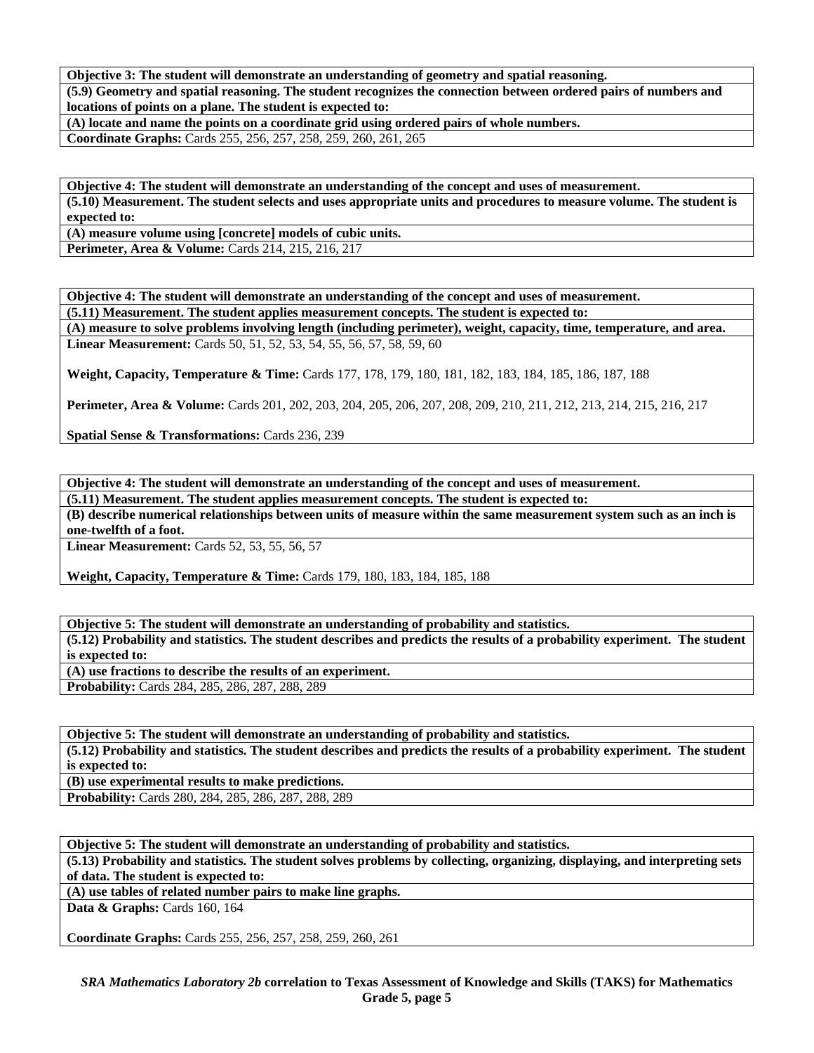**Objective 3: The student will demonstrate an understanding of geometry and spatial reasoning.**

**(5.9) Geometry and spatial reasoning. The student recognizes the connection between ordered pairs of numbers and locations of points on a plane. The student is expected to:**

**(A) locate and name the points on a coordinate grid using ordered pairs of whole numbers.**

**Coordinate Graphs:** Cards 255, 256, 257, 258, 259, 260, 261, 265

---

**Objective 4: The student will demonstrate an understanding of the concept and uses of measurement.**

**(5.10) Measurement. The student selects and uses appropriate units and procedures to measure volume. The student is expected to:**

**(A) measure volume using [concrete] models of cubic units.**

**Perimeter, Area & Volume:** Cards 214, 215, 216, 217

---

**Objective 4: The student will demonstrate an understanding of the concept and uses of measurement.**

**(5.11) Measurement. The student applies measurement concepts. The student is expected to:**

**(A) measure to solve problems involving length (including perimeter), weight, capacity, time, temperature, and area.**

**Linear Measurement:** Cards 50, 51, 52, 53, 54, 55, 56, 57, 58, 59, 60

**Weight, Capacity, Temperature & Time:** Cards 177, 178, 179, 180, 181, 182, 183, 184, 185, 186, 187, 188

**Perimeter, Area & Volume:** Cards 201, 202, 203, 204, 205, 206, 207, 208, 209, 210, 211, 212, 213, 214, 215, 216, 217

**Spatial Sense & Transformations:** Cards 236, 239

---

**Objective 4: The student will demonstrate an understanding of the concept and uses of measurement.**

**(5.11) Measurement. The student applies measurement concepts. The student is expected to:**

**(B) describe numerical relationships between units of measure within the same measurement system such as an inch is one-twelfth of a foot.**

**Linear Measurement:** Cards 52, 53, 55, 56, 57

**Weight, Capacity, Temperature & Time:** Cards 179, 180, 183, 184, 185, 188

---

**Objective 5: The student will demonstrate an understanding of probability and statistics.**

**(5.12) Probability and statistics. The student describes and predicts the results of a probability experiment. The student is expected to:**

**(A) use fractions to describe the results of an experiment.**

**Probability:** Cards 284, 285, 286, 287, 288, 289

---

**Objective 5: The student will demonstrate an understanding of probability and statistics.**

**(5.12) Probability and statistics. The student describes and predicts the results of a probability experiment. The student is expected to:**

**(B) use experimental results to make predictions.**

**Probability:** Cards 280, 284, 285, 286, 287, 288, 289

---

**Objective 5: The student will demonstrate an understanding of probability and statistics.**

**(5.13) Probability and statistics. The student solves problems by collecting, organizing, displaying, and interpreting sets of data. The student is expected to:**

**(A) use tables of related number pairs to make line graphs.**

**Data & Graphs:** Cards 160, 164

**Coordinate Graphs:** Cards 255, 256, 257, 258, 259, 260, 261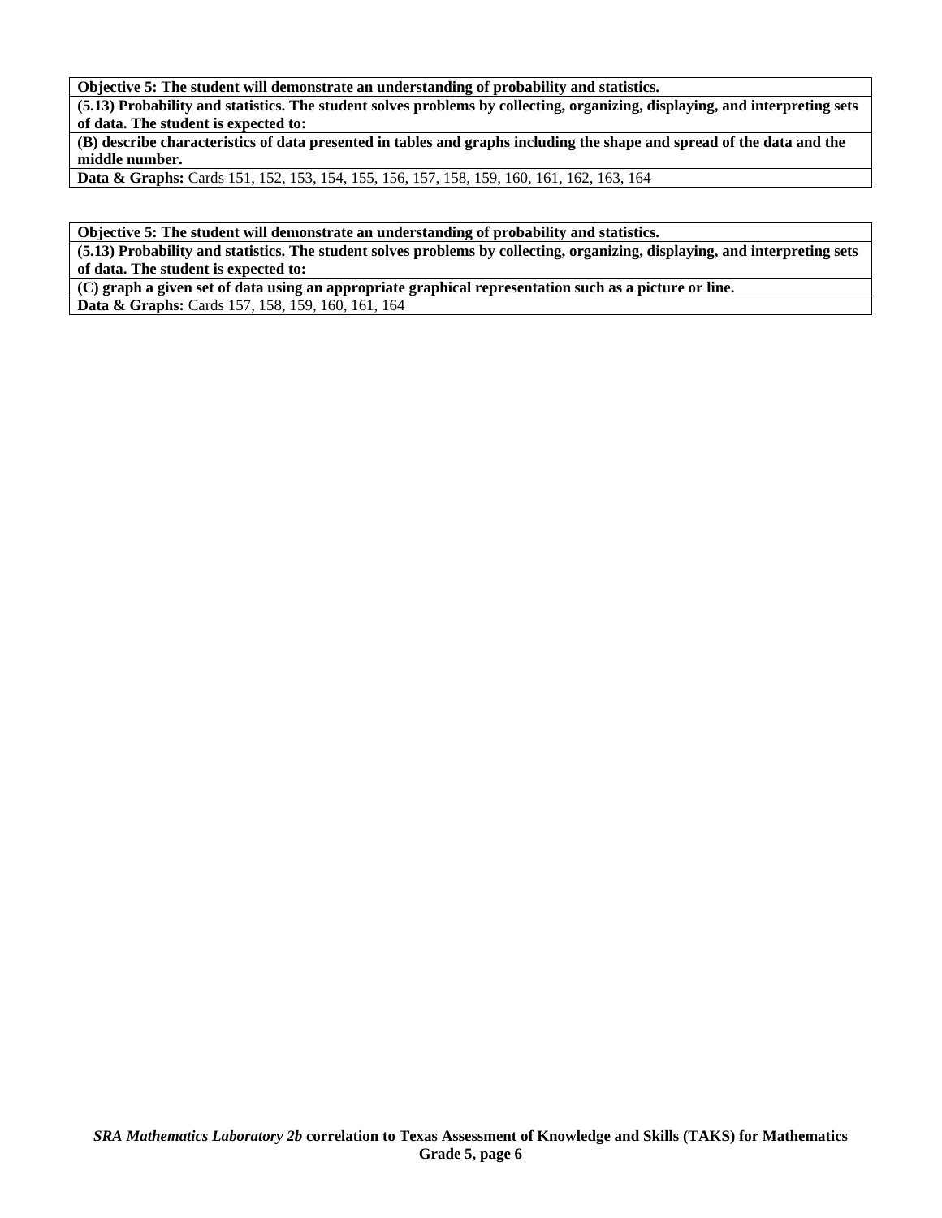**Objective 5: The student will demonstrate an understanding of probability and statistics.**

**(5.13) Probability and statistics. The student solves problems by collecting, organizing, displaying, and interpreting sets of data. The student is expected to:**

**(B) describe characteristics of data presented in tables and graphs including the shape and spread of the data and the middle number.**

**Data & Graphs:** Cards 151, 152, 153, 154, 155, 156, 157, 158, 159, 160, 161, 162, 163, 164

**Objective 5: The student will demonstrate an understanding of probability and statistics.**

**(5.13) Probability and statistics. The student solves problems by collecting, organizing, displaying, and interpreting sets of data. The student is expected to:**

**(C) graph a given set of data using an appropriate graphical representation such as a picture or line.**

**Data & Graphs:** Cards 157, 158, 159, 160, 161, 164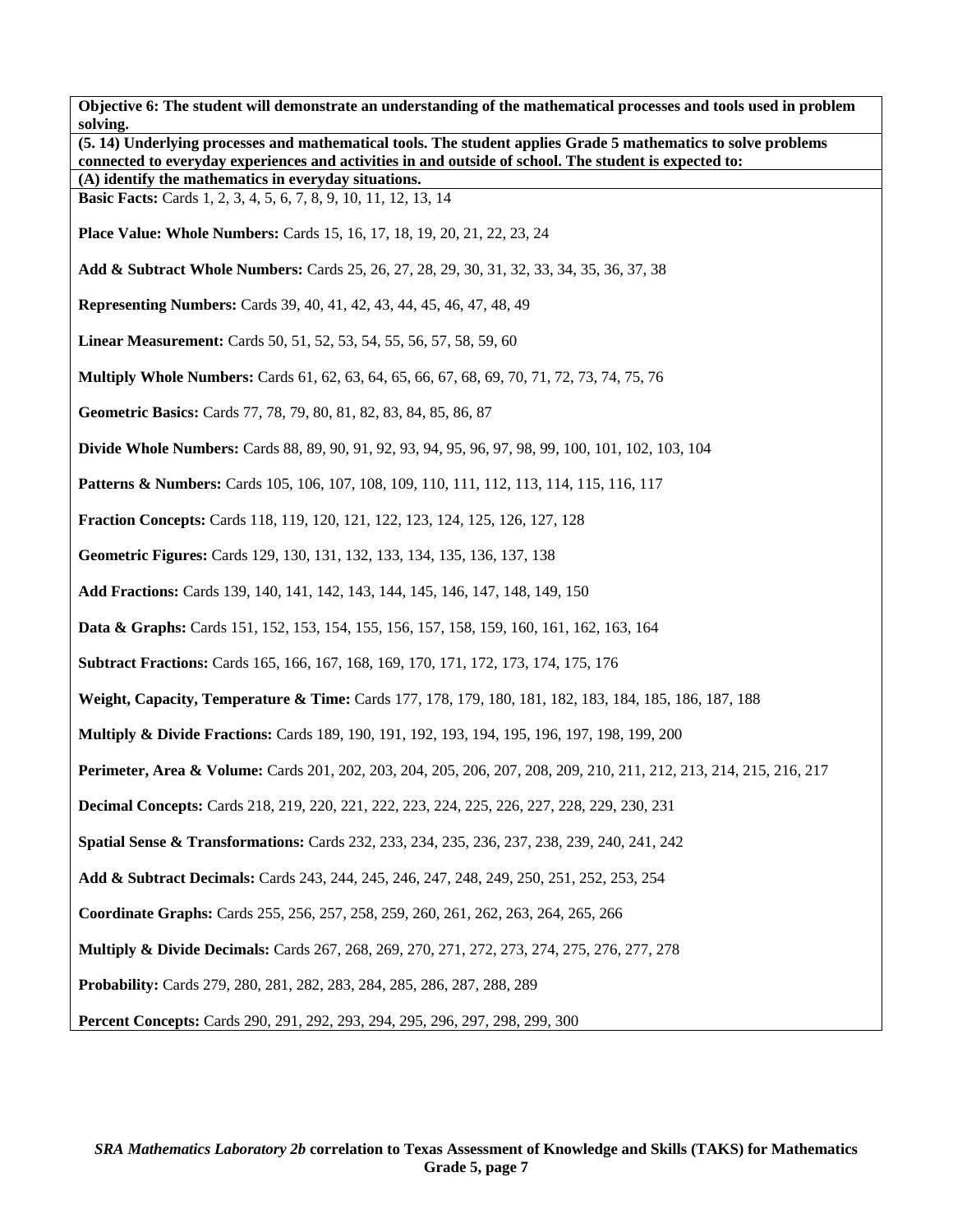**Objective 6: The student will demonstrate an understanding of the mathematical processes and tools used in problem solving.**

**(5. 14) Underlying processes and mathematical tools. The student applies Grade 5 mathematics to solve problems connected to everyday experiences and activities in and outside of school. The student is expected to:**

**(A) identify the mathematics in everyday situations.**

**Basic Facts:** Cards 1, 2, 3, 4, 5, 6, 7, 8, 9, 10, 11, 12, 13, 14

**Place Value: Whole Numbers:** Cards 15, 16, 17, 18, 19, 20, 21, 22, 23, 24

**Add & Subtract Whole Numbers:** Cards 25, 26, 27, 28, 29, 30, 31, 32, 33, 34, 35, 36, 37, 38

**Representing Numbers:** Cards 39, 40, 41, 42, 43, 44, 45, 46, 47, 48, 49

**Linear Measurement:** Cards 50, 51, 52, 53, 54, 55, 56, 57, 58, 59, 60

**Multiply Whole Numbers:** Cards 61, 62, 63, 64, 65, 66, 67, 68, 69, 70, 71, 72, 73, 74, 75, 76

**Geometric Basics:** Cards 77, 78, 79, 80, 81, 82, 83, 84, 85, 86, 87

**Divide Whole Numbers:** Cards 88, 89, 90, 91, 92, 93, 94, 95, 96, 97, 98, 99, 100, 101, 102, 103, 104

**Patterns & Numbers:** Cards 105, 106, 107, 108, 109, 110, 111, 112, 113, 114, 115, 116, 117

**Fraction Concepts:** Cards 118, 119, 120, 121, 122, 123, 124, 125, 126, 127, 128

**Geometric Figures:** Cards 129, 130, 131, 132, 133, 134, 135, 136, 137, 138

**Add Fractions:** Cards 139, 140, 141, 142, 143, 144, 145, 146, 147, 148, 149, 150

**Data & Graphs:** Cards 151, 152, 153, 154, 155, 156, 157, 158, 159, 160, 161, 162, 163, 164

**Subtract Fractions:** Cards 165, 166, 167, 168, 169, 170, 171, 172, 173, 174, 175, 176

**Weight, Capacity, Temperature & Time:** Cards 177, 178, 179, 180, 181, 182, 183, 184, 185, 186, 187, 188

**Multiply & Divide Fractions:** Cards 189, 190, 191, 192, 193, 194, 195, 196, 197, 198, 199, 200

**Perimeter, Area & Volume:** Cards 201, 202, 203, 204, 205, 206, 207, 208, 209, 210, 211, 212, 213, 214, 215, 216, 217

**Decimal Concepts:** Cards 218, 219, 220, 221, 222, 223, 224, 225, 226, 227, 228, 229, 230, 231

**Spatial Sense & Transformations:** Cards 232, 233, 234, 235, 236, 237, 238, 239, 240, 241, 242

**Add & Subtract Decimals:** Cards 243, 244, 245, 246, 247, 248, 249, 250, 251, 252, 253, 254

**Coordinate Graphs:** Cards 255, 256, 257, 258, 259, 260, 261, 262, 263, 264, 265, 266

**Multiply & Divide Decimals:** Cards 267, 268, 269, 270, 271, 272, 273, 274, 275, 276, 277, 278

**Probability:** Cards 279, 280, 281, 282, 283, 284, 285, 286, 287, 288, 289

**Percent Concepts:** Cards 290, 291, 292, 293, 294, 295, 296, 297, 298, 299, 300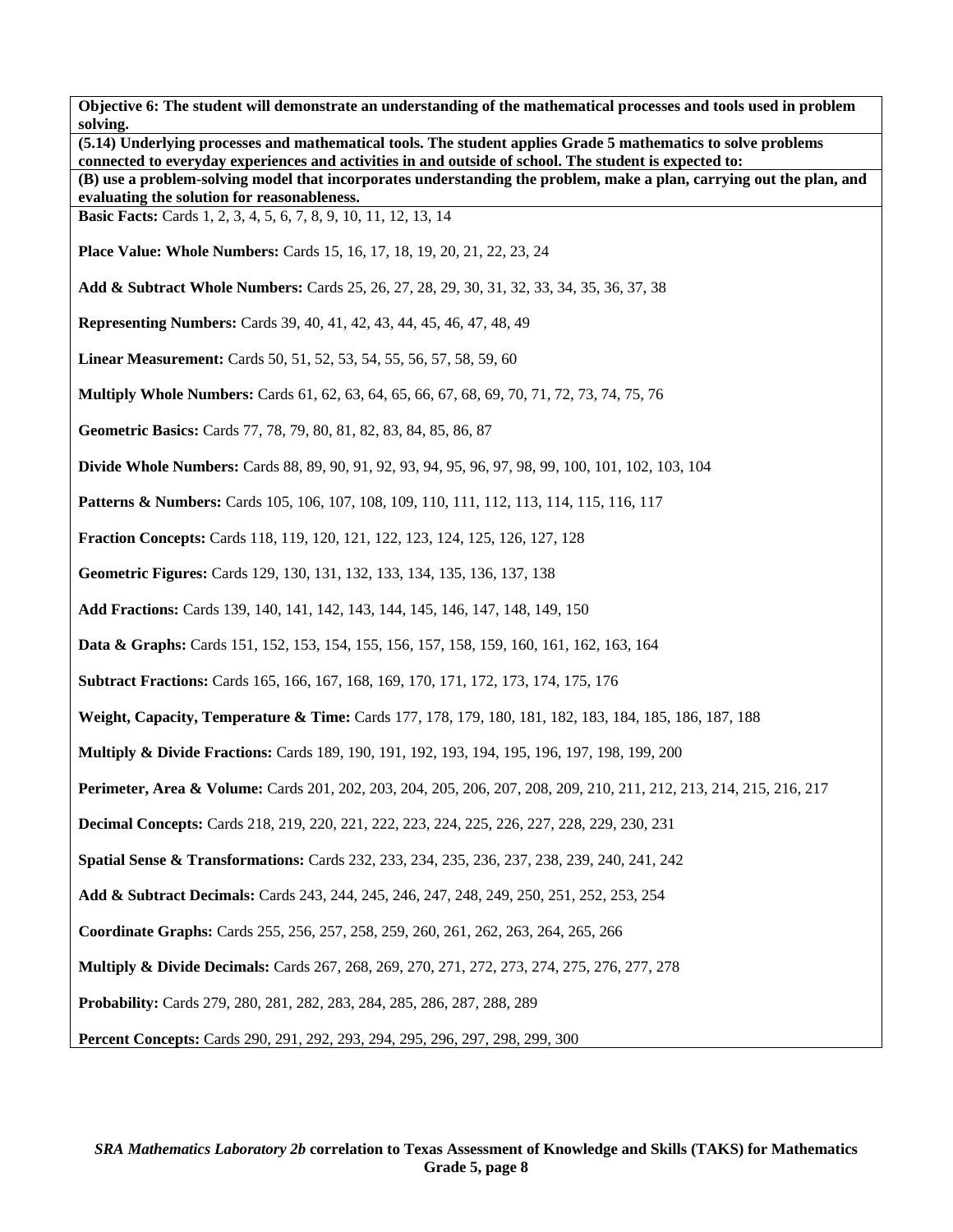**Objective 6: The student will demonstrate an understanding of the mathematical processes and tools used in problem solving.**

**(5.14) Underlying processes and mathematical tools. The student applies Grade 5 mathematics to solve problems connected to everyday experiences and activities in and outside of school. The student is expected to:**

**(B) use a problem-solving model that incorporates understanding the problem, make a plan, carrying out the plan, and evaluating the solution for reasonableness.**

**Basic Facts:** Cards 1, 2, 3, 4, 5, 6, 7, 8, 9, 10, 11, 12, 13, 14

**Place Value: Whole Numbers:** Cards 15, 16, 17, 18, 19, 20, 21, 22, 23, 24

**Add & Subtract Whole Numbers:** Cards 25, 26, 27, 28, 29, 30, 31, 32, 33, 34, 35, 36, 37, 38

**Representing Numbers:** Cards 39, 40, 41, 42, 43, 44, 45, 46, 47, 48, 49

**Linear Measurement:** Cards 50, 51, 52, 53, 54, 55, 56, 57, 58, 59, 60

**Multiply Whole Numbers:** Cards 61, 62, 63, 64, 65, 66, 67, 68, 69, 70, 71, 72, 73, 74, 75, 76

**Geometric Basics:** Cards 77, 78, 79, 80, 81, 82, 83, 84, 85, 86, 87

**Divide Whole Numbers:** Cards 88, 89, 90, 91, 92, 93, 94, 95, 96, 97, 98, 99, 100, 101, 102, 103, 104

**Patterns & Numbers:** Cards 105, 106, 107, 108, 109, 110, 111, 112, 113, 114, 115, 116, 117

**Fraction Concepts:** Cards 118, 119, 120, 121, 122, 123, 124, 125, 126, 127, 128

**Geometric Figures:** Cards 129, 130, 131, 132, 133, 134, 135, 136, 137, 138

**Add Fractions:** Cards 139, 140, 141, 142, 143, 144, 145, 146, 147, 148, 149, 150

**Data & Graphs:** Cards 151, 152, 153, 154, 155, 156, 157, 158, 159, 160, 161, 162, 163, 164

**Subtract Fractions:** Cards 165, 166, 167, 168, 169, 170, 171, 172, 173, 174, 175, 176

**Weight, Capacity, Temperature & Time:** Cards 177, 178, 179, 180, 181, 182, 183, 184, 185, 186, 187, 188

**Multiply & Divide Fractions:** Cards 189, 190, 191, 192, 193, 194, 195, 196, 197, 198, 199, 200

**Perimeter, Area & Volume:** Cards 201, 202, 203, 204, 205, 206, 207, 208, 209, 210, 211, 212, 213, 214, 215, 216, 217

**Decimal Concepts:** Cards 218, 219, 220, 221, 222, 223, 224, 225, 226, 227, 228, 229, 230, 231

**Spatial Sense & Transformations:** Cards 232, 233, 234, 235, 236, 237, 238, 239, 240, 241, 242

**Add & Subtract Decimals:** Cards 243, 244, 245, 246, 247, 248, 249, 250, 251, 252, 253, 254

**Coordinate Graphs:** Cards 255, 256, 257, 258, 259, 260, 261, 262, 263, 264, 265, 266

**Multiply & Divide Decimals:** Cards 267, 268, 269, 270, 271, 272, 273, 274, 275, 276, 277, 278

**Probability:** Cards 279, 280, 281, 282, 283, 284, 285, 286, 287, 288, 289

**Percent Concepts:** Cards 290, 291, 292, 293, 294, 295, 296, 297, 298, 299, 300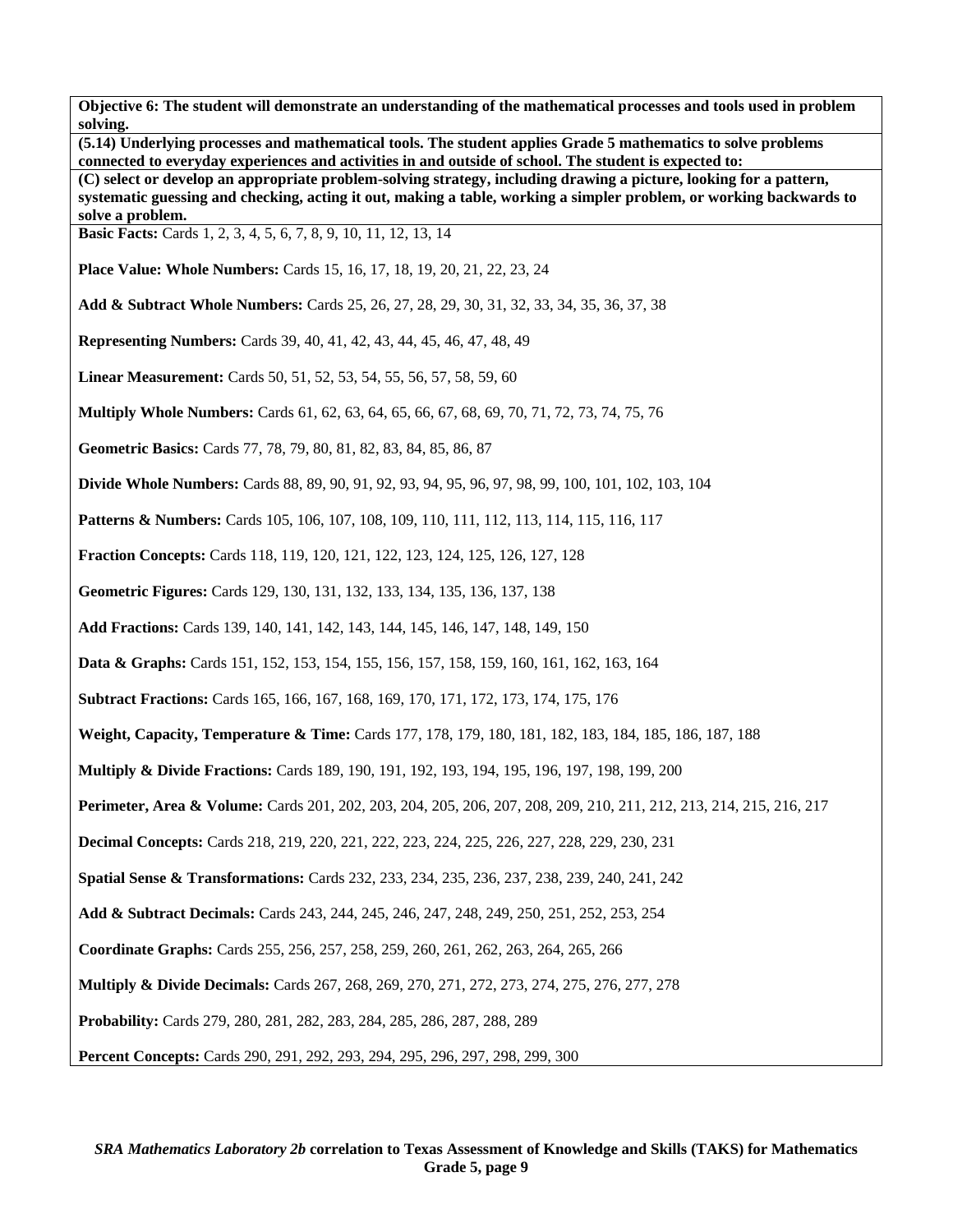**Objective 6: The student will demonstrate an understanding of the mathematical processes and tools used in problem solving.**

**(5.14) Underlying processes and mathematical tools. The student applies Grade 5 mathematics to solve problems connected to everyday experiences and activities in and outside of school. The student is expected to:**

**(C) select or develop an appropriate problem-solving strategy, including drawing a picture, looking for a pattern, systematic guessing and checking, acting it out, making a table, working a simpler problem, or working backwards to solve a problem.**

**Basic Facts:** Cards 1, 2, 3, 4, 5, 6, 7, 8, 9, 10, 11, 12, 13, 14

**Place Value: Whole Numbers:** Cards 15, 16, 17, 18, 19, 20, 21, 22, 23, 24

**Add & Subtract Whole Numbers:** Cards 25, 26, 27, 28, 29, 30, 31, 32, 33, 34, 35, 36, 37, 38

**Representing Numbers:** Cards 39, 40, 41, 42, 43, 44, 45, 46, 47, 48, 49

**Linear Measurement:** Cards 50, 51, 52, 53, 54, 55, 56, 57, 58, 59, 60

**Multiply Whole Numbers:** Cards 61, 62, 63, 64, 65, 66, 67, 68, 69, 70, 71, 72, 73, 74, 75, 76

**Geometric Basics:** Cards 77, 78, 79, 80, 81, 82, 83, 84, 85, 86, 87

**Divide Whole Numbers:** Cards 88, 89, 90, 91, 92, 93, 94, 95, 96, 97, 98, 99, 100, 101, 102, 103, 104

**Patterns & Numbers:** Cards 105, 106, 107, 108, 109, 110, 111, 112, 113, 114, 115, 116, 117

**Fraction Concepts:** Cards 118, 119, 120, 121, 122, 123, 124, 125, 126, 127, 128

**Geometric Figures:** Cards 129, 130, 131, 132, 133, 134, 135, 136, 137, 138

**Add Fractions:** Cards 139, 140, 141, 142, 143, 144, 145, 146, 147, 148, 149, 150

**Data & Graphs:** Cards 151, 152, 153, 154, 155, 156, 157, 158, 159, 160, 161, 162, 163, 164

**Subtract Fractions:** Cards 165, 166, 167, 168, 169, 170, 171, 172, 173, 174, 175, 176

**Weight, Capacity, Temperature & Time:** Cards 177, 178, 179, 180, 181, 182, 183, 184, 185, 186, 187, 188

**Multiply & Divide Fractions:** Cards 189, 190, 191, 192, 193, 194, 195, 196, 197, 198, 199, 200

**Perimeter, Area & Volume:** Cards 201, 202, 203, 204, 205, 206, 207, 208, 209, 210, 211, 212, 213, 214, 215, 216, 217

**Decimal Concepts:** Cards 218, 219, 220, 221, 222, 223, 224, 225, 226, 227, 228, 229, 230, 231

**Spatial Sense & Transformations:** Cards 232, 233, 234, 235, 236, 237, 238, 239, 240, 241, 242

**Add & Subtract Decimals:** Cards 243, 244, 245, 246, 247, 248, 249, 250, 251, 252, 253, 254

**Coordinate Graphs:** Cards 255, 256, 257, 258, 259, 260, 261, 262, 263, 264, 265, 266

**Multiply & Divide Decimals:** Cards 267, 268, 269, 270, 271, 272, 273, 274, 275, 276, 277, 278

**Probability:** Cards 279, 280, 281, 282, 283, 284, 285, 286, 287, 288, 289

**Percent Concepts:** Cards 290, 291, 292, 293, 294, 295, 296, 297, 298, 299, 300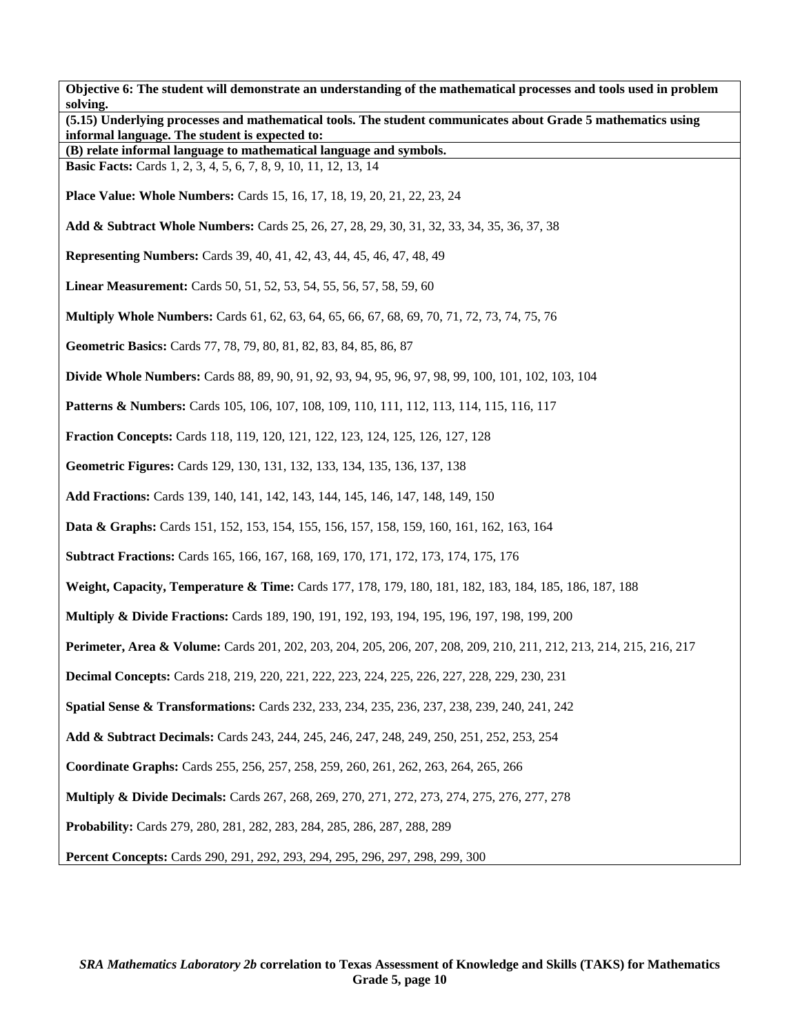**Objective 6: The student will demonstrate an understanding of the mathematical processes and tools used in problem solving.**

**(5.15) Underlying processes and mathematical tools. The student communicates about Grade 5 mathematics using informal language. The student is expected to:**

**(B) relate informal language to mathematical language and symbols.**

**Basic Facts:** Cards 1, 2, 3, 4, 5, 6, 7, 8, 9, 10, 11, 12, 13, 14

**Place Value: Whole Numbers:** Cards 15, 16, 17, 18, 19, 20, 21, 22, 23, 24

**Add & Subtract Whole Numbers:** Cards 25, 26, 27, 28, 29, 30, 31, 32, 33, 34, 35, 36, 37, 38

**Representing Numbers:** Cards 39, 40, 41, 42, 43, 44, 45, 46, 47, 48, 49

**Linear Measurement:** Cards 50, 51, 52, 53, 54, 55, 56, 57, 58, 59, 60

**Multiply Whole Numbers:** Cards 61, 62, 63, 64, 65, 66, 67, 68, 69, 70, 71, 72, 73, 74, 75, 76

**Geometric Basics:** Cards 77, 78, 79, 80, 81, 82, 83, 84, 85, 86, 87

**Divide Whole Numbers:** Cards 88, 89, 90, 91, 92, 93, 94, 95, 96, 97, 98, 99, 100, 101, 102, 103, 104

**Patterns & Numbers:** Cards 105, 106, 107, 108, 109, 110, 111, 112, 113, 114, 115, 116, 117

**Fraction Concepts:** Cards 118, 119, 120, 121, 122, 123, 124, 125, 126, 127, 128

**Geometric Figures:** Cards 129, 130, 131, 132, 133, 134, 135, 136, 137, 138

**Add Fractions:** Cards 139, 140, 141, 142, 143, 144, 145, 146, 147, 148, 149, 150

**Data & Graphs:** Cards 151, 152, 153, 154, 155, 156, 157, 158, 159, 160, 161, 162, 163, 164

**Subtract Fractions:** Cards 165, 166, 167, 168, 169, 170, 171, 172, 173, 174, 175, 176

**Weight, Capacity, Temperature & Time:** Cards 177, 178, 179, 180, 181, 182, 183, 184, 185, 186, 187, 188

**Multiply & Divide Fractions:** Cards 189, 190, 191, 192, 193, 194, 195, 196, 197, 198, 199, 200

**Perimeter, Area & Volume:** Cards 201, 202, 203, 204, 205, 206, 207, 208, 209, 210, 211, 212, 213, 214, 215, 216, 217

**Decimal Concepts:** Cards 218, 219, 220, 221, 222, 223, 224, 225, 226, 227, 228, 229, 230, 231

**Spatial Sense & Transformations:** Cards 232, 233, 234, 235, 236, 237, 238, 239, 240, 241, 242

**Add & Subtract Decimals:** Cards 243, 244, 245, 246, 247, 248, 249, 250, 251, 252, 253, 254

**Coordinate Graphs:** Cards 255, 256, 257, 258, 259, 260, 261, 262, 263, 264, 265, 266

**Multiply & Divide Decimals:** Cards 267, 268, 269, 270, 271, 272, 273, 274, 275, 276, 277, 278

**Probability:** Cards 279, 280, 281, 282, 283, 284, 285, 286, 287, 288, 289

**Percent Concepts:** Cards 290, 291, 292, 293, 294, 295, 296, 297, 298, 299, 300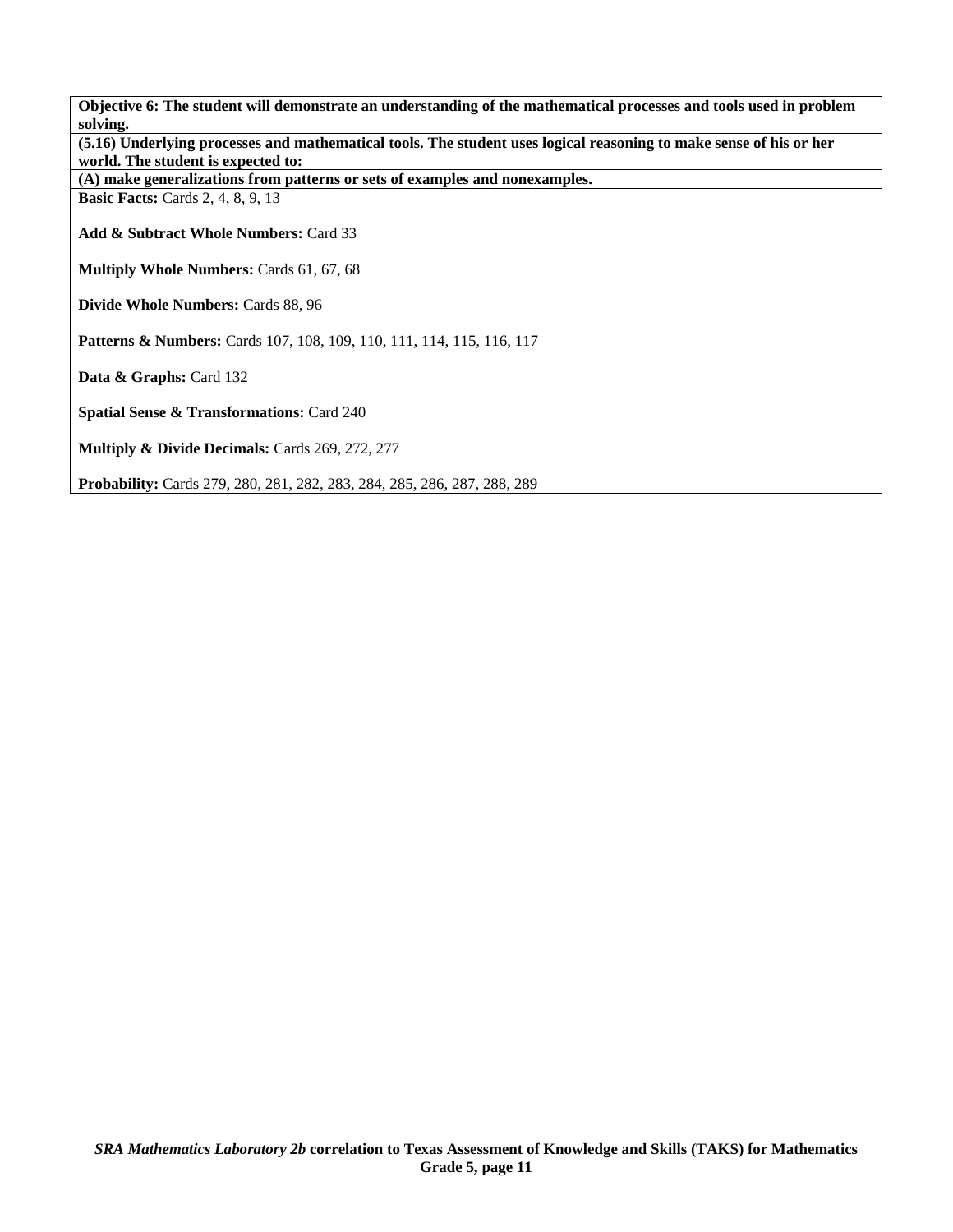**Objective 6: The student will demonstrate an understanding of the mathematical processes and tools used in problem solving.**

**(5.16) Underlying processes and mathematical tools. The student uses logical reasoning to make sense of his or her world. The student is expected to:**

**(A) make generalizations from patterns or sets of examples and nonexamples.**

**Basic Facts:** Cards 2, 4, 8, 9, 13

**Add & Subtract Whole Numbers:** Card 33

**Multiply Whole Numbers:** Cards 61, 67, 68

**Divide Whole Numbers:** Cards 88, 96

**Patterns & Numbers:** Cards 107, 108, 109, 110, 111, 114, 115, 116, 117

**Data & Graphs:** Card 132

**Spatial Sense & Transformations:** Card 240

**Multiply & Divide Decimals:** Cards 269, 272, 277

**Probability:** Cards 279, 280, 281, 282, 283, 284, 285, 286, 287, 288, 289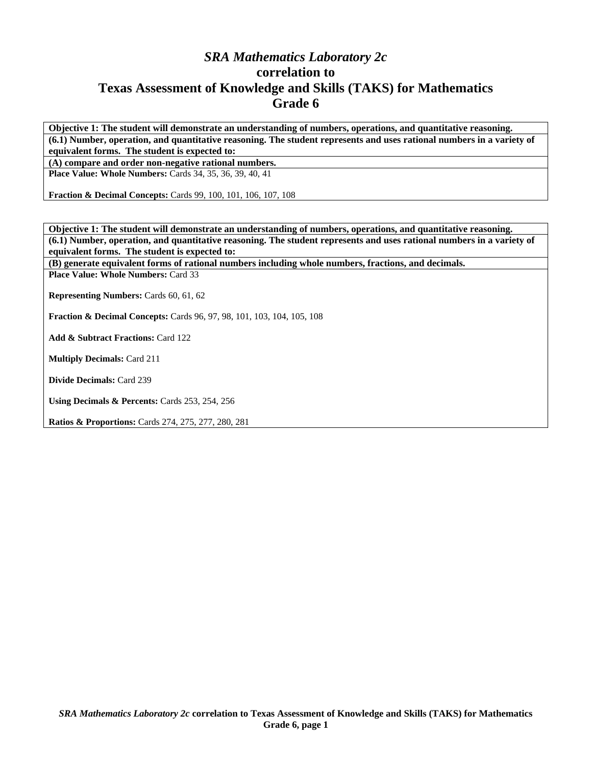# *SRA Mathematics Laboratory 2c*
# correlation to
# Texas Assessment of Knowledge and Skills (TAKS) for Mathematics
# Grade 6

**Objective 1: The student will demonstrate an understanding of numbers, operations, and quantitative reasoning.**

**(6.1) Number, operation, and quantitative reasoning. The student represents and uses rational numbers in a variety of equivalent forms. The student is expected to:**

**(A) compare and order non-negative rational numbers.**

**Place Value: Whole Numbers:** Cards 34, 35, 36, 39, 40, 41

**Fraction & Decimal Concepts:** Cards 99, 100, 101, 106, 107, 108

**Objective 1: The student will demonstrate an understanding of numbers, operations, and quantitative reasoning.**

**(6.1) Number, operation, and quantitative reasoning. The student represents and uses rational numbers in a variety of equivalent forms. The student is expected to:**

**(B) generate equivalent forms of rational numbers including whole numbers, fractions, and decimals.**

**Place Value: Whole Numbers:** Card 33

**Representing Numbers:** Cards 60, 61, 62

**Fraction & Decimal Concepts:** Cards 96, 97, 98, 101, 103, 104, 105, 108

**Add & Subtract Fractions:** Card 122

**Multiply Decimals:** Card 211

**Divide Decimals:** Card 239

**Using Decimals & Percents:** Cards 253, 254, 256

**Ratios & Proportions:** Cards 274, 275, 277, 280, 281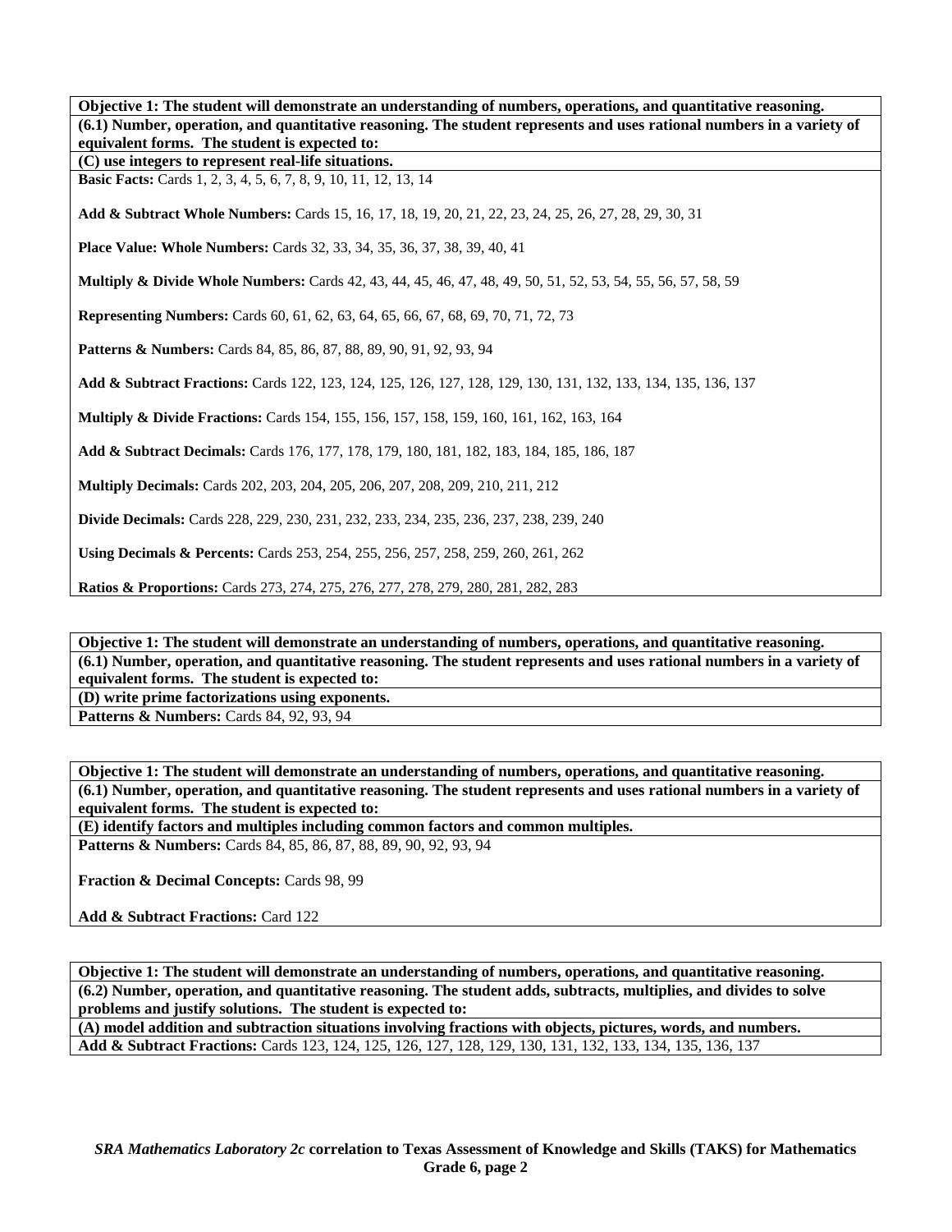**Objective 1: The student will demonstrate an understanding of numbers, operations, and quantitative reasoning.**

**(6.1) Number, operation, and quantitative reasoning. The student represents and uses rational numbers in a variety of equivalent forms. The student is expected to:**

**(C) use integers to represent real-life situations.**

**Basic Facts:** Cards 1, 2, 3, 4, 5, 6, 7, 8, 9, 10, 11, 12, 13, 14

**Add & Subtract Whole Numbers:** Cards 15, 16, 17, 18, 19, 20, 21, 22, 23, 24, 25, 26, 27, 28, 29, 30, 31

**Place Value: Whole Numbers:** Cards 32, 33, 34, 35, 36, 37, 38, 39, 40, 41

**Multiply & Divide Whole Numbers:** Cards 42, 43, 44, 45, 46, 47, 48, 49, 50, 51, 52, 53, 54, 55, 56, 57, 58, 59

**Representing Numbers:** Cards 60, 61, 62, 63, 64, 65, 66, 67, 68, 69, 70, 71, 72, 73

**Patterns & Numbers:** Cards 84, 85, 86, 87, 88, 89, 90, 91, 92, 93, 94

**Add & Subtract Fractions:** Cards 122, 123, 124, 125, 126, 127, 128, 129, 130, 131, 132, 133, 134, 135, 136, 137

**Multiply & Divide Fractions:** Cards 154, 155, 156, 157, 158, 159, 160, 161, 162, 163, 164

**Add & Subtract Decimals:** Cards 176, 177, 178, 179, 180, 181, 182, 183, 184, 185, 186, 187

**Multiply Decimals:** Cards 202, 203, 204, 205, 206, 207, 208, 209, 210, 211, 212

**Divide Decimals:** Cards 228, 229, 230, 231, 232, 233, 234, 235, 236, 237, 238, 239, 240

**Using Decimals & Percents:** Cards 253, 254, 255, 256, 257, 258, 259, 260, 261, 262

**Ratios & Proportions:** Cards 273, 274, 275, 276, 277, 278, 279, 280, 281, 282, 283

**Objective 1: The student will demonstrate an understanding of numbers, operations, and quantitative reasoning.**

**(6.1) Number, operation, and quantitative reasoning. The student represents and uses rational numbers in a variety of equivalent forms. The student is expected to:**

**(D) write prime factorizations using exponents.**

**Patterns & Numbers:** Cards 84, 92, 93, 94

**Objective 1: The student will demonstrate an understanding of numbers, operations, and quantitative reasoning.**

**(6.1) Number, operation, and quantitative reasoning. The student represents and uses rational numbers in a variety of equivalent forms. The student is expected to:**

**(E) identify factors and multiples including common factors and common multiples.**

**Patterns & Numbers:** Cards 84, 85, 86, 87, 88, 89, 90, 92, 93, 94

**Fraction & Decimal Concepts:** Cards 98, 99

**Add & Subtract Fractions:** Card 122

**Objective 1: The student will demonstrate an understanding of numbers, operations, and quantitative reasoning.**

**(6.2) Number, operation, and quantitative reasoning. The student adds, subtracts, multiplies, and divides to solve problems and justify solutions. The student is expected to:**

**(A) model addition and subtraction situations involving fractions with objects, pictures, words, and numbers.**

**Add & Subtract Fractions:** Cards 123, 124, 125, 126, 127, 128, 129, 130, 131, 132, 133, 134, 135, 136, 137

***SRA Mathematics Laboratory 2c* correlation to Texas Assessment of Knowledge and Skills (TAKS) for Mathematics Grade 6, page 2**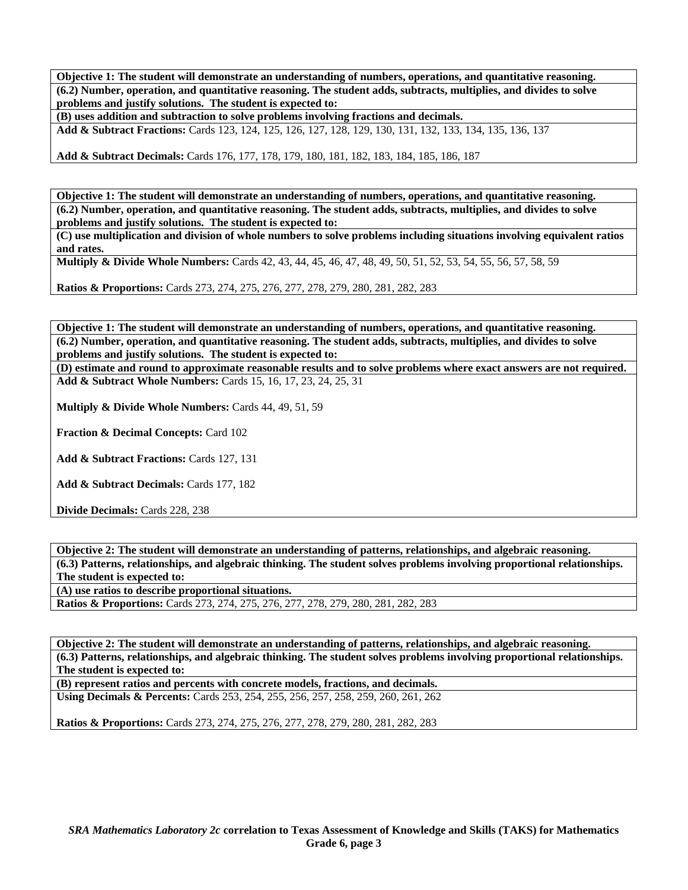**Objective 1: The student will demonstrate an understanding of numbers, operations, and quantitative reasoning.**

**(6.2) Number, operation, and quantitative reasoning. The student adds, subtracts, multiplies, and divides to solve problems and justify solutions. The student is expected to:**

**(B) uses addition and subtraction to solve problems involving fractions and decimals.**

**Add & Subtract Fractions:** Cards 123, 124, 125, 126, 127, 128, 129, 130, 131, 132, 133, 134, 135, 136, 137

**Add & Subtract Decimals:** Cards 176, 177, 178, 179, 180, 181, 182, 183, 184, 185, 186, 187

**Objective 1: The student will demonstrate an understanding of numbers, operations, and quantitative reasoning.**

**(6.2) Number, operation, and quantitative reasoning. The student adds, subtracts, multiplies, and divides to solve problems and justify solutions. The student is expected to:**

**(C) use multiplication and division of whole numbers to solve problems including situations involving equivalent ratios and rates.**

**Multiply & Divide Whole Numbers:** Cards 42, 43, 44, 45, 46, 47, 48, 49, 50, 51, 52, 53, 54, 55, 56, 57, 58, 59

**Ratios & Proportions:** Cards 273, 274, 275, 276, 277, 278, 279, 280, 281, 282, 283

**Objective 1: The student will demonstrate an understanding of numbers, operations, and quantitative reasoning.**

**(6.2) Number, operation, and quantitative reasoning. The student adds, subtracts, multiplies, and divides to solve problems and justify solutions. The student is expected to:**

**(D) estimate and round to approximate reasonable results and to solve problems where exact answers are not required.**

**Add & Subtract Whole Numbers:** Cards 15, 16, 17, 23, 24, 25, 31

**Multiply & Divide Whole Numbers:** Cards 44, 49, 51, 59

**Fraction & Decimal Concepts:** Card 102

**Add & Subtract Fractions:** Cards 127, 131

**Add & Subtract Decimals:** Cards 177, 182

**Divide Decimals:** Cards 228, 238

**Objective 2: The student will demonstrate an understanding of patterns, relationships, and algebraic reasoning.**

**(6.3) Patterns, relationships, and algebraic thinking. The student solves problems involving proportional relationships. The student is expected to:**

**(A) use ratios to describe proportional situations.**

**Ratios & Proportions:** Cards 273, 274, 275, 276, 277, 278, 279, 280, 281, 282, 283

**Objective 2: The student will demonstrate an understanding of patterns, relationships, and algebraic reasoning.**

**(6.3) Patterns, relationships, and algebraic thinking. The student solves problems involving proportional relationships. The student is expected to:**

**(B) represent ratios and percents with concrete models, fractions, and decimals.**

**Using Decimals & Percents:** Cards 253, 254, 255, 256, 257, 258, 259, 260, 261, 262

**Ratios & Proportions:** Cards 273, 274, 275, 276, 277, 278, 279, 280, 281, 282, 283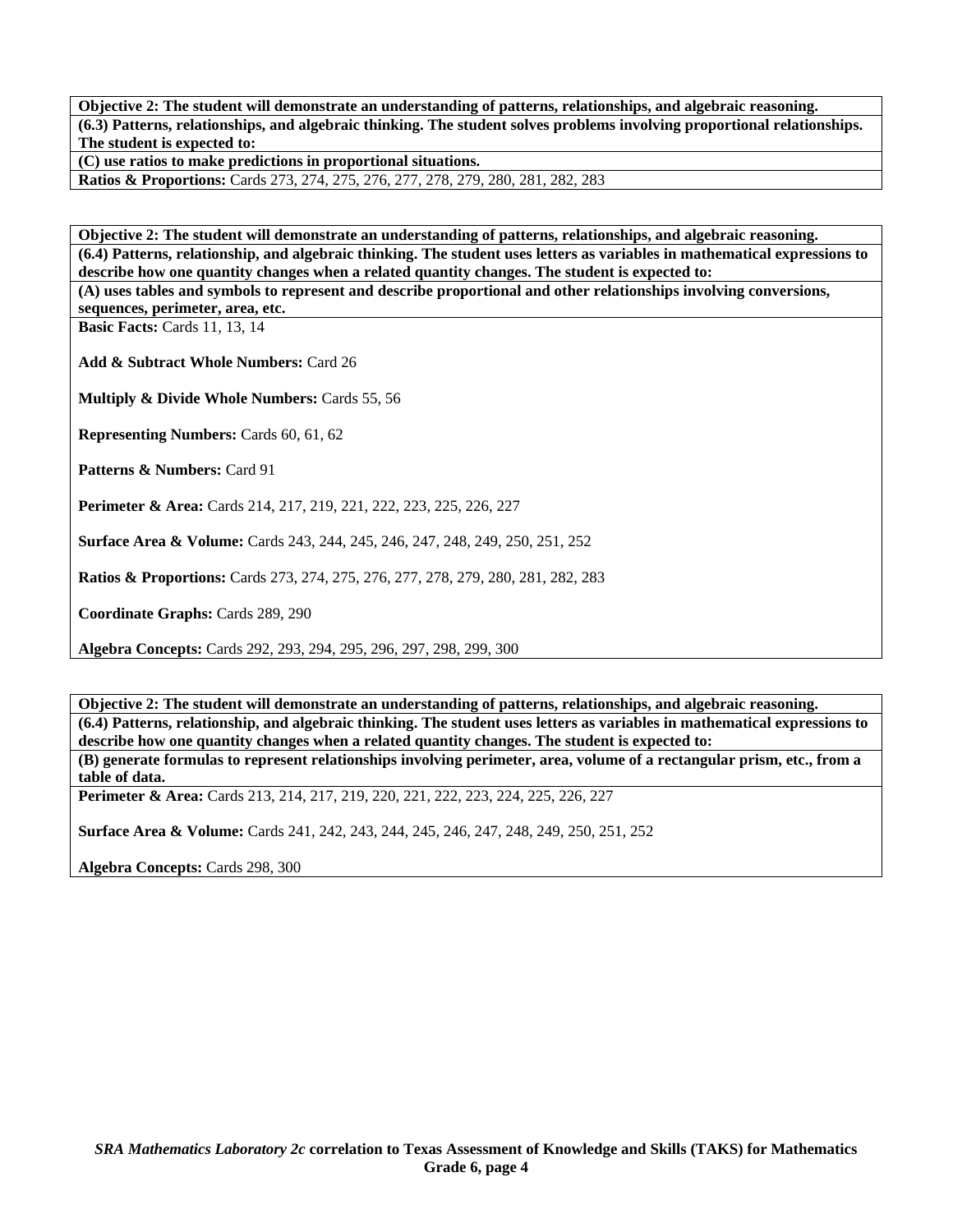**Objective 2: The student will demonstrate an understanding of patterns, relationships, and algebraic reasoning.**

**(6.3) Patterns, relationships, and algebraic thinking. The student solves problems involving proportional relationships. The student is expected to:**

**(C) use ratios to make predictions in proportional situations.**

**Ratios & Proportions:** Cards 273, 274, 275, 276, 277, 278, 279, 280, 281, 282, 283

**Objective 2: The student will demonstrate an understanding of patterns, relationships, and algebraic reasoning.**

**(6.4) Patterns, relationship, and algebraic thinking. The student uses letters as variables in mathematical expressions to describe how one quantity changes when a related quantity changes. The student is expected to:**

**(A) uses tables and symbols to represent and describe proportional and other relationships involving conversions, sequences, perimeter, area, etc.**

**Basic Facts:** Cards 11, 13, 14

**Add & Subtract Whole Numbers:** Card 26

**Multiply & Divide Whole Numbers:** Cards 55, 56

**Representing Numbers:** Cards 60, 61, 62

**Patterns & Numbers:** Card 91

**Perimeter & Area:** Cards 214, 217, 219, 221, 222, 223, 225, 226, 227

**Surface Area & Volume:** Cards 243, 244, 245, 246, 247, 248, 249, 250, 251, 252

**Ratios & Proportions:** Cards 273, 274, 275, 276, 277, 278, 279, 280, 281, 282, 283

**Coordinate Graphs:** Cards 289, 290

**Algebra Concepts:** Cards 292, 293, 294, 295, 296, 297, 298, 299, 300

**Objective 2: The student will demonstrate an understanding of patterns, relationships, and algebraic reasoning.**

**(6.4) Patterns, relationship, and algebraic thinking. The student uses letters as variables in mathematical expressions to describe how one quantity changes when a related quantity changes. The student is expected to:**

**(B) generate formulas to represent relationships involving perimeter, area, volume of a rectangular prism, etc., from a table of data.**

**Perimeter & Area:** Cards 213, 214, 217, 219, 220, 221, 222, 223, 224, 225, 226, 227

**Surface Area & Volume:** Cards 241, 242, 243, 244, 245, 246, 247, 248, 249, 250, 251, 252

**Algebra Concepts:** Cards 298, 300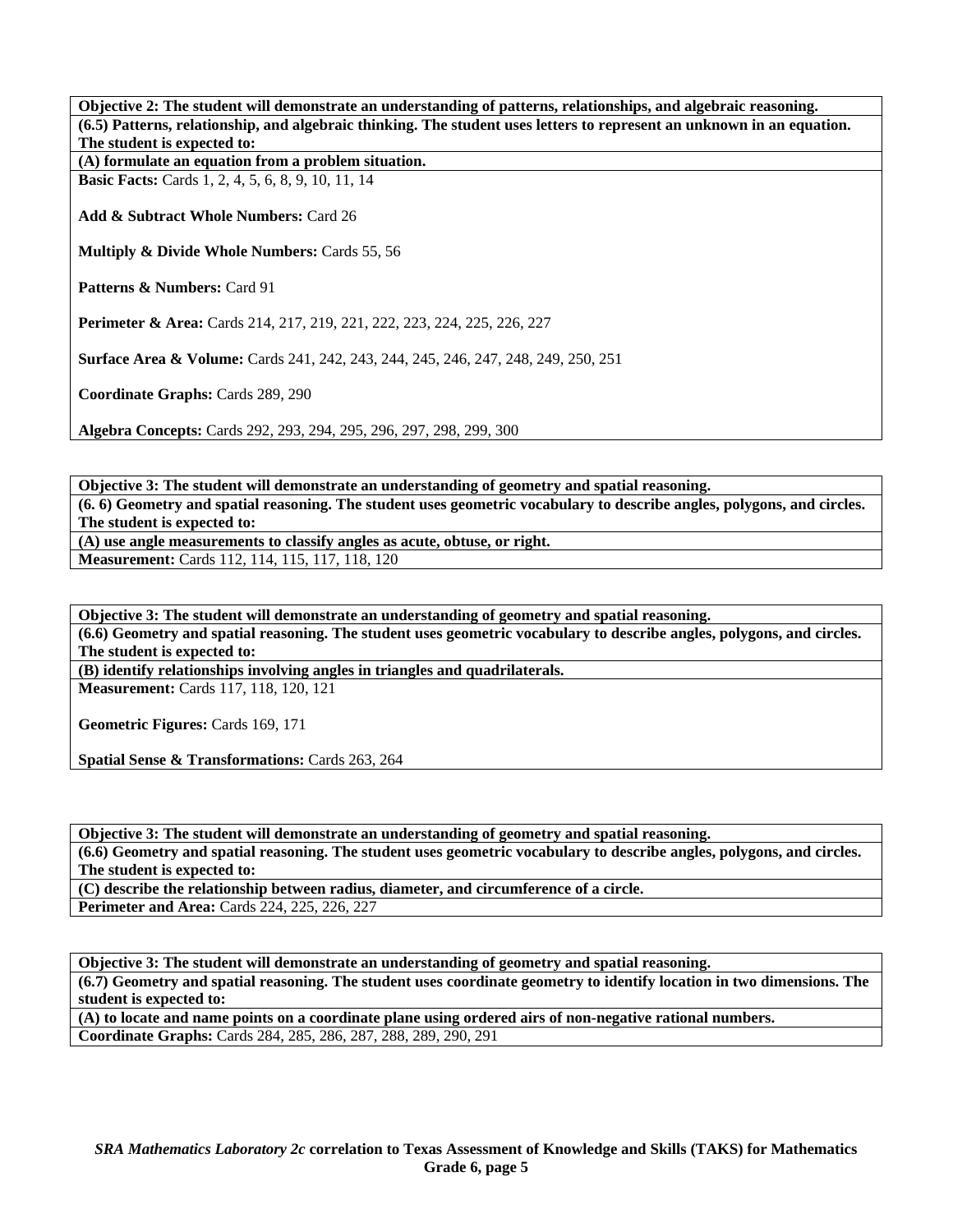**Objective 2: The student will demonstrate an understanding of patterns, relationships, and algebraic reasoning.**

**(6.5) Patterns, relationship, and algebraic thinking. The student uses letters to represent an unknown in an equation. The student is expected to:**

**(A) formulate an equation from a problem situation.**

**Basic Facts:** Cards 1, 2, 4, 5, 6, 8, 9, 10, 11, 14

**Add & Subtract Whole Numbers:** Card 26

**Multiply & Divide Whole Numbers:** Cards 55, 56

**Patterns & Numbers:** Card 91

**Perimeter & Area:** Cards 214, 217, 219, 221, 222, 223, 224, 225, 226, 227

**Surface Area & Volume:** Cards 241, 242, 243, 244, 245, 246, 247, 248, 249, 250, 251

**Coordinate Graphs:** Cards 289, 290

**Algebra Concepts:** Cards 292, 293, 294, 295, 296, 297, 298, 299, 300

---

**Objective 3: The student will demonstrate an understanding of geometry and spatial reasoning.**

**(6. 6) Geometry and spatial reasoning. The student uses geometric vocabulary to describe angles, polygons, and circles. The student is expected to:**

**(A) use angle measurements to classify angles as acute, obtuse, or right.**

**Measurement:** Cards 112, 114, 115, 117, 118, 120

---

**Objective 3: The student will demonstrate an understanding of geometry and spatial reasoning.**

**(6.6) Geometry and spatial reasoning. The student uses geometric vocabulary to describe angles, polygons, and circles. The student is expected to:**

**(B) identify relationships involving angles in triangles and quadrilaterals.**

**Measurement:** Cards 117, 118, 120, 121

**Geometric Figures:** Cards 169, 171

**Spatial Sense & Transformations:** Cards 263, 264

---

**Objective 3: The student will demonstrate an understanding of geometry and spatial reasoning.**

**(6.6) Geometry and spatial reasoning. The student uses geometric vocabulary to describe angles, polygons, and circles. The student is expected to:**

**(C) describe the relationship between radius, diameter, and circumference of a circle.**

**Perimeter and Area:** Cards 224, 225, 226, 227

---

**Objective 3: The student will demonstrate an understanding of geometry and spatial reasoning.**

**(6.7) Geometry and spatial reasoning. The student uses coordinate geometry to identify location in two dimensions. The student is expected to:**

**(A) to locate and name points on a coordinate plane using ordered airs of non-negative rational numbers.**

**Coordinate Graphs:** Cards 284, 285, 286, 287, 288, 289, 290, 291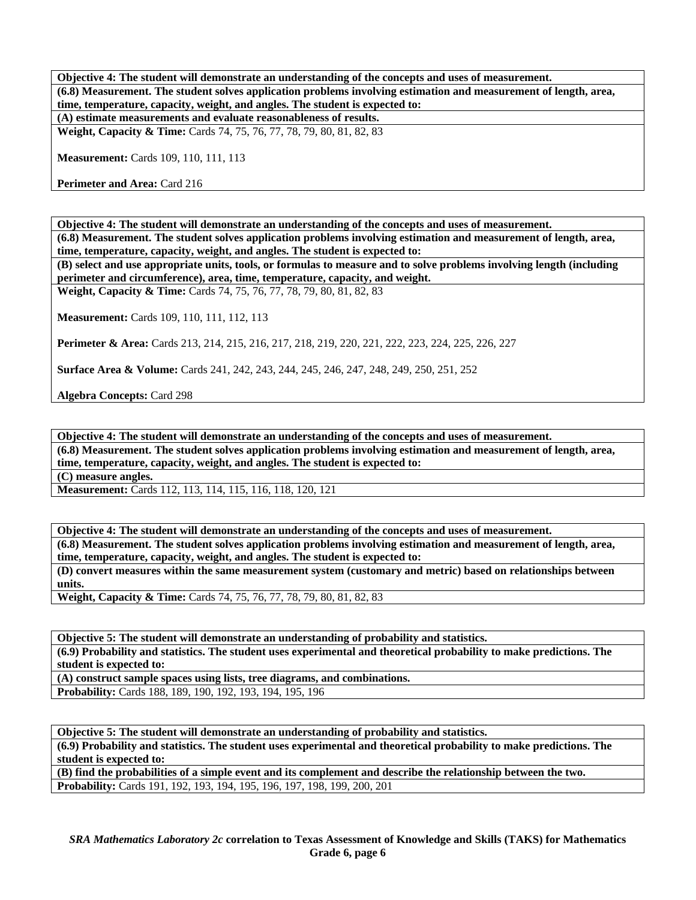**Objective 4: The student will demonstrate an understanding of the concepts and uses of measurement.**

**(6.8) Measurement. The student solves application problems involving estimation and measurement of length, area, time, temperature, capacity, weight, and angles. The student is expected to:**

**(A) estimate measurements and evaluate reasonableness of results.**

**Weight, Capacity & Time:** Cards 74, 75, 76, 77, 78, 79, 80, 81, 82, 83

**Measurement:** Cards 109, 110, 111, 113

**Perimeter and Area:** Card 216

---

**Objective 4: The student will demonstrate an understanding of the concepts and uses of measurement.**

**(6.8) Measurement. The student solves application problems involving estimation and measurement of length, area, time, temperature, capacity, weight, and angles. The student is expected to:**

**(B) select and use appropriate units, tools, or formulas to measure and to solve problems involving length (including perimeter and circumference), area, time, temperature, capacity, and weight.**

**Weight, Capacity & Time:** Cards 74, 75, 76, 77, 78, 79, 80, 81, 82, 83

**Measurement:** Cards 109, 110, 111, 112, 113

**Perimeter & Area:** Cards 213, 214, 215, 216, 217, 218, 219, 220, 221, 222, 223, 224, 225, 226, 227

**Surface Area & Volume:** Cards 241, 242, 243, 244, 245, 246, 247, 248, 249, 250, 251, 252

**Algebra Concepts:** Card 298

---

**Objective 4: The student will demonstrate an understanding of the concepts and uses of measurement.**

**(6.8) Measurement. The student solves application problems involving estimation and measurement of length, area, time, temperature, capacity, weight, and angles. The student is expected to:**

**(C) measure angles.**

**Measurement:** Cards 112, 113, 114, 115, 116, 118, 120, 121

---

**Objective 4: The student will demonstrate an understanding of the concepts and uses of measurement.**

**(6.8) Measurement. The student solves application problems involving estimation and measurement of length, area, time, temperature, capacity, weight, and angles. The student is expected to:**

**(D) convert measures within the same measurement system (customary and metric) based on relationships between units.**

**Weight, Capacity & Time:** Cards 74, 75, 76, 77, 78, 79, 80, 81, 82, 83

---

**Objective 5: The student will demonstrate an understanding of probability and statistics.**

**(6.9) Probability and statistics. The student uses experimental and theoretical probability to make predictions. The student is expected to:**

**(A) construct sample spaces using lists, tree diagrams, and combinations.**

**Probability:** Cards 188, 189, 190, 192, 193, 194, 195, 196

---

**Objective 5: The student will demonstrate an understanding of probability and statistics.**

**(6.9) Probability and statistics. The student uses experimental and theoretical probability to make predictions. The student is expected to:**

**(B) find the probabilities of a simple event and its complement and describe the relationship between the two.**

**Probability:** Cards 191, 192, 193, 194, 195, 196, 197, 198, 199, 200, 201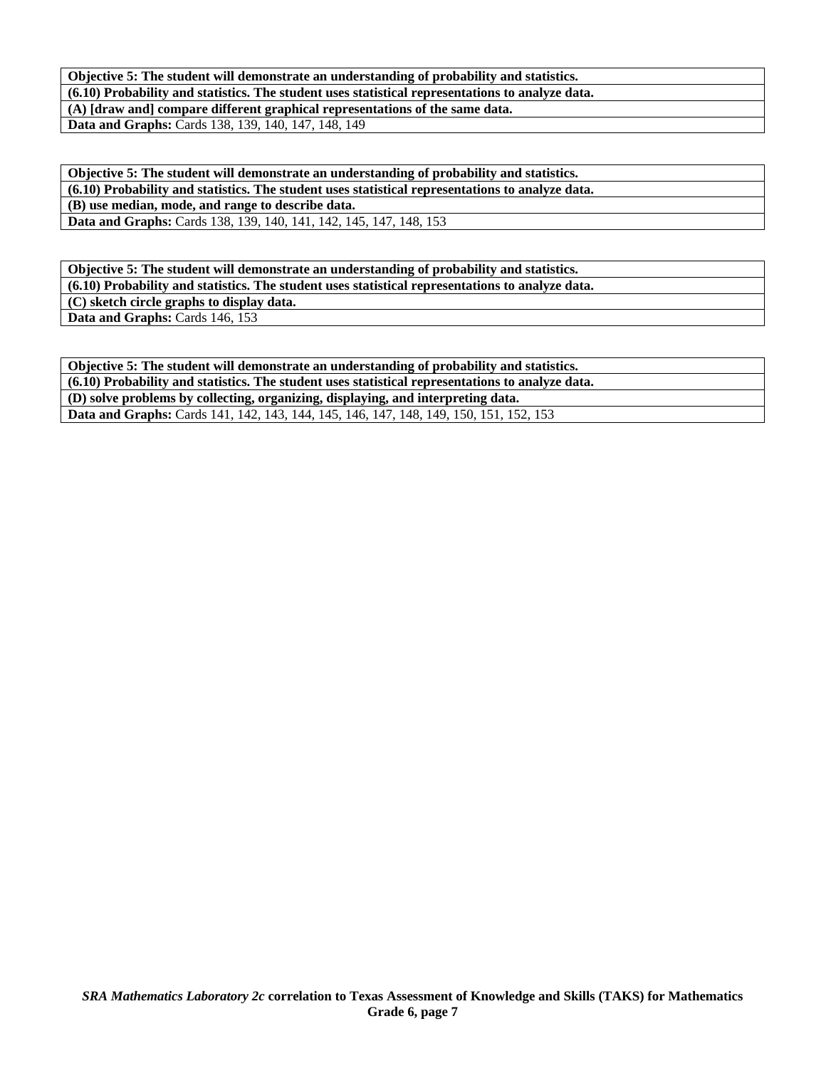| **Objective 5: The student will demonstrate an understanding of probability and statistics.** |
| --- |
| **(6.10) Probability and statistics. The student uses statistical representations to analyze data.** |
| **(A) [draw and] compare different graphical representations of the same data.** |
| **Data and Graphs:** Cards 138, 139, 140, 147, 148, 149 |

| **Objective 5: The student will demonstrate an understanding of probability and statistics.** |
| --- |
| **(6.10) Probability and statistics. The student uses statistical representations to analyze data.** |
| **(B) use median, mode, and range to describe data.** |
| **Data and Graphs:** Cards 138, 139, 140, 141, 142, 145, 147, 148, 153 |

| **Objective 5: The student will demonstrate an understanding of probability and statistics.** |
| --- |
| **(6.10) Probability and statistics. The student uses statistical representations to analyze data.** |
| **(C) sketch circle graphs to display data.** |
| **Data and Graphs:** Cards 146, 153 |

| **Objective 5: The student will demonstrate an understanding of probability and statistics.** |
| --- |
| **(6.10) Probability and statistics. The student uses statistical representations to analyze data.** |
| **(D) solve problems by collecting, organizing, displaying, and interpreting data.** |
| **Data and Graphs:** Cards 141, 142, 143, 144, 145, 146, 147, 148, 149, 150, 151, 152, 153 |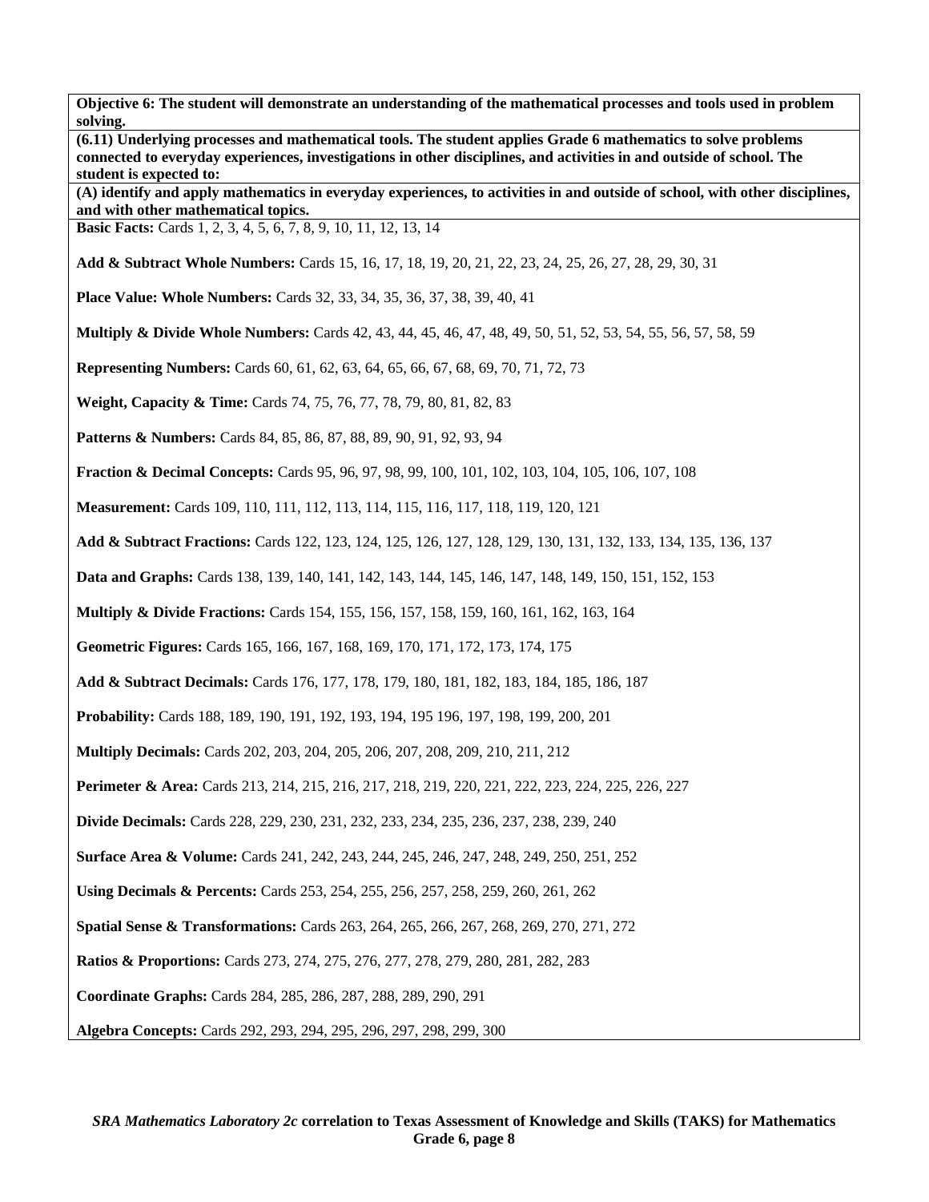**Objective 6: The student will demonstrate an understanding of the mathematical processes and tools used in problem solving.**

**(6.11) Underlying processes and mathematical tools. The student applies Grade 6 mathematics to solve problems connected to everyday experiences, investigations in other disciplines, and activities in and outside of school. The student is expected to:**

**(A) identify and apply mathematics in everyday experiences, to activities in and outside of school, with other disciplines, and with other mathematical topics.**

**Basic Facts:** Cards 1, 2, 3, 4, 5, 6, 7, 8, 9, 10, 11, 12, 13, 14

**Add & Subtract Whole Numbers:** Cards 15, 16, 17, 18, 19, 20, 21, 22, 23, 24, 25, 26, 27, 28, 29, 30, 31

**Place Value: Whole Numbers:** Cards 32, 33, 34, 35, 36, 37, 38, 39, 40, 41

**Multiply & Divide Whole Numbers:** Cards 42, 43, 44, 45, 46, 47, 48, 49, 50, 51, 52, 53, 54, 55, 56, 57, 58, 59

**Representing Numbers:** Cards 60, 61, 62, 63, 64, 65, 66, 67, 68, 69, 70, 71, 72, 73

**Weight, Capacity & Time:** Cards 74, 75, 76, 77, 78, 79, 80, 81, 82, 83

**Patterns & Numbers:** Cards 84, 85, 86, 87, 88, 89, 90, 91, 92, 93, 94

**Fraction & Decimal Concepts:** Cards 95, 96, 97, 98, 99, 100, 101, 102, 103, 104, 105, 106, 107, 108

**Measurement:** Cards 109, 110, 111, 112, 113, 114, 115, 116, 117, 118, 119, 120, 121

**Add & Subtract Fractions:** Cards 122, 123, 124, 125, 126, 127, 128, 129, 130, 131, 132, 133, 134, 135, 136, 137

**Data and Graphs:** Cards 138, 139, 140, 141, 142, 143, 144, 145, 146, 147, 148, 149, 150, 151, 152, 153

**Multiply & Divide Fractions:** Cards 154, 155, 156, 157, 158, 159, 160, 161, 162, 163, 164

**Geometric Figures:** Cards 165, 166, 167, 168, 169, 170, 171, 172, 173, 174, 175

**Add & Subtract Decimals:** Cards 176, 177, 178, 179, 180, 181, 182, 183, 184, 185, 186, 187

**Probability:** Cards 188, 189, 190, 191, 192, 193, 194, 195 196, 197, 198, 199, 200, 201

**Multiply Decimals:** Cards 202, 203, 204, 205, 206, 207, 208, 209, 210, 211, 212

**Perimeter & Area:** Cards 213, 214, 215, 216, 217, 218, 219, 220, 221, 222, 223, 224, 225, 226, 227

**Divide Decimals:** Cards 228, 229, 230, 231, 232, 233, 234, 235, 236, 237, 238, 239, 240

**Surface Area & Volume:** Cards 241, 242, 243, 244, 245, 246, 247, 248, 249, 250, 251, 252

**Using Decimals & Percents:** Cards 253, 254, 255, 256, 257, 258, 259, 260, 261, 262

**Spatial Sense & Transformations:** Cards 263, 264, 265, 266, 267, 268, 269, 270, 271, 272

**Ratios & Proportions:** Cards 273, 274, 275, 276, 277, 278, 279, 280, 281, 282, 283

**Coordinate Graphs:** Cards 284, 285, 286, 287, 288, 289, 290, 291

**Algebra Concepts:** Cards 292, 293, 294, 295, 296, 297, 298, 299, 300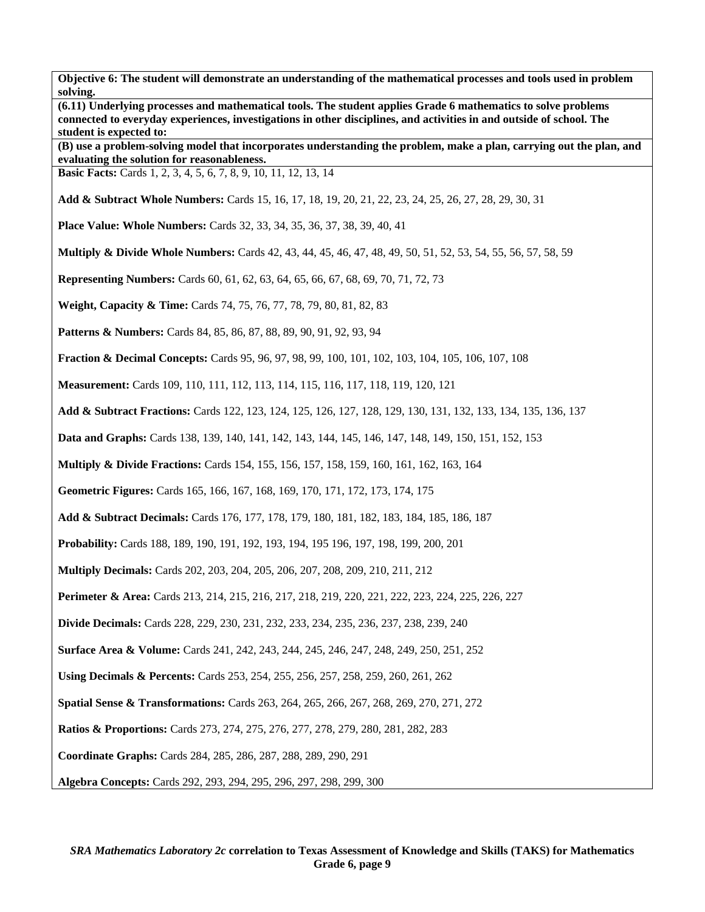**Objective 6: The student will demonstrate an understanding of the mathematical processes and tools used in problem solving.**

**(6.11) Underlying processes and mathematical tools. The student applies Grade 6 mathematics to solve problems connected to everyday experiences, investigations in other disciplines, and activities in and outside of school. The student is expected to:**

**(B) use a problem-solving model that incorporates understanding the problem, make a plan, carrying out the plan, and evaluating the solution for reasonableness.**

**Basic Facts:** Cards 1, 2, 3, 4, 5, 6, 7, 8, 9, 10, 11, 12, 13, 14

**Add & Subtract Whole Numbers:** Cards 15, 16, 17, 18, 19, 20, 21, 22, 23, 24, 25, 26, 27, 28, 29, 30, 31

**Place Value: Whole Numbers:** Cards 32, 33, 34, 35, 36, 37, 38, 39, 40, 41

**Multiply & Divide Whole Numbers:** Cards 42, 43, 44, 45, 46, 47, 48, 49, 50, 51, 52, 53, 54, 55, 56, 57, 58, 59

**Representing Numbers:** Cards 60, 61, 62, 63, 64, 65, 66, 67, 68, 69, 70, 71, 72, 73

**Weight, Capacity & Time:** Cards 74, 75, 76, 77, 78, 79, 80, 81, 82, 83

**Patterns & Numbers:** Cards 84, 85, 86, 87, 88, 89, 90, 91, 92, 93, 94

**Fraction & Decimal Concepts:** Cards 95, 96, 97, 98, 99, 100, 101, 102, 103, 104, 105, 106, 107, 108

**Measurement:** Cards 109, 110, 111, 112, 113, 114, 115, 116, 117, 118, 119, 120, 121

**Add & Subtract Fractions:** Cards 122, 123, 124, 125, 126, 127, 128, 129, 130, 131, 132, 133, 134, 135, 136, 137

**Data and Graphs:** Cards 138, 139, 140, 141, 142, 143, 144, 145, 146, 147, 148, 149, 150, 151, 152, 153

**Multiply & Divide Fractions:** Cards 154, 155, 156, 157, 158, 159, 160, 161, 162, 163, 164

**Geometric Figures:** Cards 165, 166, 167, 168, 169, 170, 171, 172, 173, 174, 175

**Add & Subtract Decimals:** Cards 176, 177, 178, 179, 180, 181, 182, 183, 184, 185, 186, 187

**Probability:** Cards 188, 189, 190, 191, 192, 193, 194, 195 196, 197, 198, 199, 200, 201

**Multiply Decimals:** Cards 202, 203, 204, 205, 206, 207, 208, 209, 210, 211, 212

**Perimeter & Area:** Cards 213, 214, 215, 216, 217, 218, 219, 220, 221, 222, 223, 224, 225, 226, 227

**Divide Decimals:** Cards 228, 229, 230, 231, 232, 233, 234, 235, 236, 237, 238, 239, 240

**Surface Area & Volume:** Cards 241, 242, 243, 244, 245, 246, 247, 248, 249, 250, 251, 252

**Using Decimals & Percents:** Cards 253, 254, 255, 256, 257, 258, 259, 260, 261, 262

**Spatial Sense & Transformations:** Cards 263, 264, 265, 266, 267, 268, 269, 270, 271, 272

**Ratios & Proportions:** Cards 273, 274, 275, 276, 277, 278, 279, 280, 281, 282, 283

**Coordinate Graphs:** Cards 284, 285, 286, 287, 288, 289, 290, 291

**Algebra Concepts:** Cards 292, 293, 294, 295, 296, 297, 298, 299, 300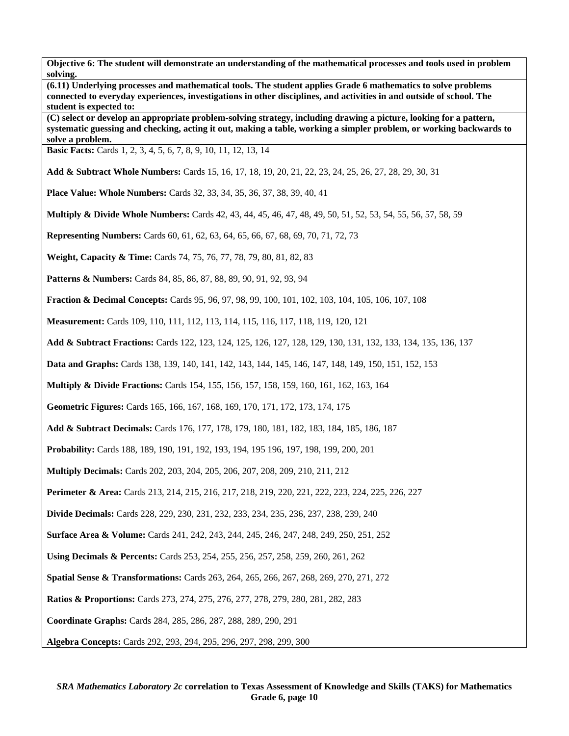**Objective 6: The student will demonstrate an understanding of the mathematical processes and tools used in problem solving.**

**(6.11) Underlying processes and mathematical tools. The student applies Grade 6 mathematics to solve problems connected to everyday experiences, investigations in other disciplines, and activities in and outside of school. The student is expected to:**

**(C) select or develop an appropriate problem-solving strategy, including drawing a picture, looking for a pattern, systematic guessing and checking, acting it out, making a table, working a simpler problem, or working backwards to solve a problem.**

**Basic Facts:** Cards 1, 2, 3, 4, 5, 6, 7, 8, 9, 10, 11, 12, 13, 14

**Add & Subtract Whole Numbers:** Cards 15, 16, 17, 18, 19, 20, 21, 22, 23, 24, 25, 26, 27, 28, 29, 30, 31

**Place Value: Whole Numbers:** Cards 32, 33, 34, 35, 36, 37, 38, 39, 40, 41

**Multiply & Divide Whole Numbers:** Cards 42, 43, 44, 45, 46, 47, 48, 49, 50, 51, 52, 53, 54, 55, 56, 57, 58, 59

**Representing Numbers:** Cards 60, 61, 62, 63, 64, 65, 66, 67, 68, 69, 70, 71, 72, 73

**Weight, Capacity & Time:** Cards 74, 75, 76, 77, 78, 79, 80, 81, 82, 83

**Patterns & Numbers:** Cards 84, 85, 86, 87, 88, 89, 90, 91, 92, 93, 94

**Fraction & Decimal Concepts:** Cards 95, 96, 97, 98, 99, 100, 101, 102, 103, 104, 105, 106, 107, 108

**Measurement:** Cards 109, 110, 111, 112, 113, 114, 115, 116, 117, 118, 119, 120, 121

**Add & Subtract Fractions:** Cards 122, 123, 124, 125, 126, 127, 128, 129, 130, 131, 132, 133, 134, 135, 136, 137

**Data and Graphs:** Cards 138, 139, 140, 141, 142, 143, 144, 145, 146, 147, 148, 149, 150, 151, 152, 153

**Multiply & Divide Fractions:** Cards 154, 155, 156, 157, 158, 159, 160, 161, 162, 163, 164

**Geometric Figures:** Cards 165, 166, 167, 168, 169, 170, 171, 172, 173, 174, 175

**Add & Subtract Decimals:** Cards 176, 177, 178, 179, 180, 181, 182, 183, 184, 185, 186, 187

**Probability:** Cards 188, 189, 190, 191, 192, 193, 194, 195 196, 197, 198, 199, 200, 201

**Multiply Decimals:** Cards 202, 203, 204, 205, 206, 207, 208, 209, 210, 211, 212

**Perimeter & Area:** Cards 213, 214, 215, 216, 217, 218, 219, 220, 221, 222, 223, 224, 225, 226, 227

**Divide Decimals:** Cards 228, 229, 230, 231, 232, 233, 234, 235, 236, 237, 238, 239, 240

**Surface Area & Volume:** Cards 241, 242, 243, 244, 245, 246, 247, 248, 249, 250, 251, 252

**Using Decimals & Percents:** Cards 253, 254, 255, 256, 257, 258, 259, 260, 261, 262

**Spatial Sense & Transformations:** Cards 263, 264, 265, 266, 267, 268, 269, 270, 271, 272

**Ratios & Proportions:** Cards 273, 274, 275, 276, 277, 278, 279, 280, 281, 282, 283

**Coordinate Graphs:** Cards 284, 285, 286, 287, 288, 289, 290, 291

**Algebra Concepts:** Cards 292, 293, 294, 295, 296, 297, 298, 299, 300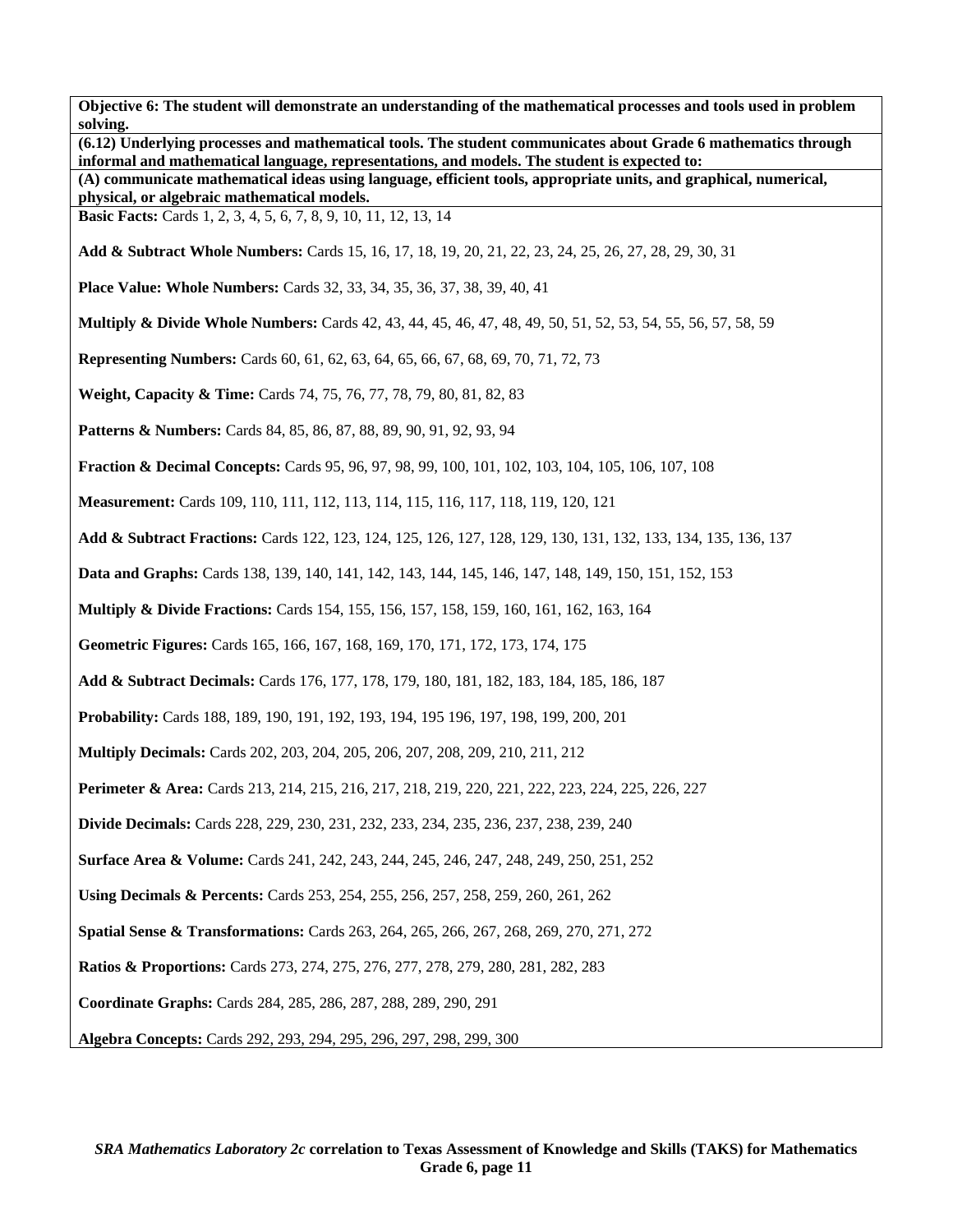**Objective 6: The student will demonstrate an understanding of the mathematical processes and tools used in problem solving.**

**(6.12) Underlying processes and mathematical tools. The student communicates about Grade 6 mathematics through informal and mathematical language, representations, and models. The student is expected to:**

**(A) communicate mathematical ideas using language, efficient tools, appropriate units, and graphical, numerical, physical, or algebraic mathematical models.**

**Basic Facts:** Cards 1, 2, 3, 4, 5, 6, 7, 8, 9, 10, 11, 12, 13, 14

**Add & Subtract Whole Numbers:** Cards 15, 16, 17, 18, 19, 20, 21, 22, 23, 24, 25, 26, 27, 28, 29, 30, 31

**Place Value: Whole Numbers:** Cards 32, 33, 34, 35, 36, 37, 38, 39, 40, 41

**Multiply & Divide Whole Numbers:** Cards 42, 43, 44, 45, 46, 47, 48, 49, 50, 51, 52, 53, 54, 55, 56, 57, 58, 59

**Representing Numbers:** Cards 60, 61, 62, 63, 64, 65, 66, 67, 68, 69, 70, 71, 72, 73

**Weight, Capacity & Time:** Cards 74, 75, 76, 77, 78, 79, 80, 81, 82, 83

**Patterns & Numbers:** Cards 84, 85, 86, 87, 88, 89, 90, 91, 92, 93, 94

**Fraction & Decimal Concepts:** Cards 95, 96, 97, 98, 99, 100, 101, 102, 103, 104, 105, 106, 107, 108

**Measurement:** Cards 109, 110, 111, 112, 113, 114, 115, 116, 117, 118, 119, 120, 121

**Add & Subtract Fractions:** Cards 122, 123, 124, 125, 126, 127, 128, 129, 130, 131, 132, 133, 134, 135, 136, 137

**Data and Graphs:** Cards 138, 139, 140, 141, 142, 143, 144, 145, 146, 147, 148, 149, 150, 151, 152, 153

**Multiply & Divide Fractions:** Cards 154, 155, 156, 157, 158, 159, 160, 161, 162, 163, 164

**Geometric Figures:** Cards 165, 166, 167, 168, 169, 170, 171, 172, 173, 174, 175

**Add & Subtract Decimals:** Cards 176, 177, 178, 179, 180, 181, 182, 183, 184, 185, 186, 187

**Probability:** Cards 188, 189, 190, 191, 192, 193, 194, 195 196, 197, 198, 199, 200, 201

**Multiply Decimals:** Cards 202, 203, 204, 205, 206, 207, 208, 209, 210, 211, 212

**Perimeter & Area:** Cards 213, 214, 215, 216, 217, 218, 219, 220, 221, 222, 223, 224, 225, 226, 227

**Divide Decimals:** Cards 228, 229, 230, 231, 232, 233, 234, 235, 236, 237, 238, 239, 240

**Surface Area & Volume:** Cards 241, 242, 243, 244, 245, 246, 247, 248, 249, 250, 251, 252

**Using Decimals & Percents:** Cards 253, 254, 255, 256, 257, 258, 259, 260, 261, 262

**Spatial Sense & Transformations:** Cards 263, 264, 265, 266, 267, 268, 269, 270, 271, 272

**Ratios & Proportions:** Cards 273, 274, 275, 276, 277, 278, 279, 280, 281, 282, 283

**Coordinate Graphs:** Cards 284, 285, 286, 287, 288, 289, 290, 291

**Algebra Concepts:** Cards 292, 293, 294, 295, 296, 297, 298, 299, 300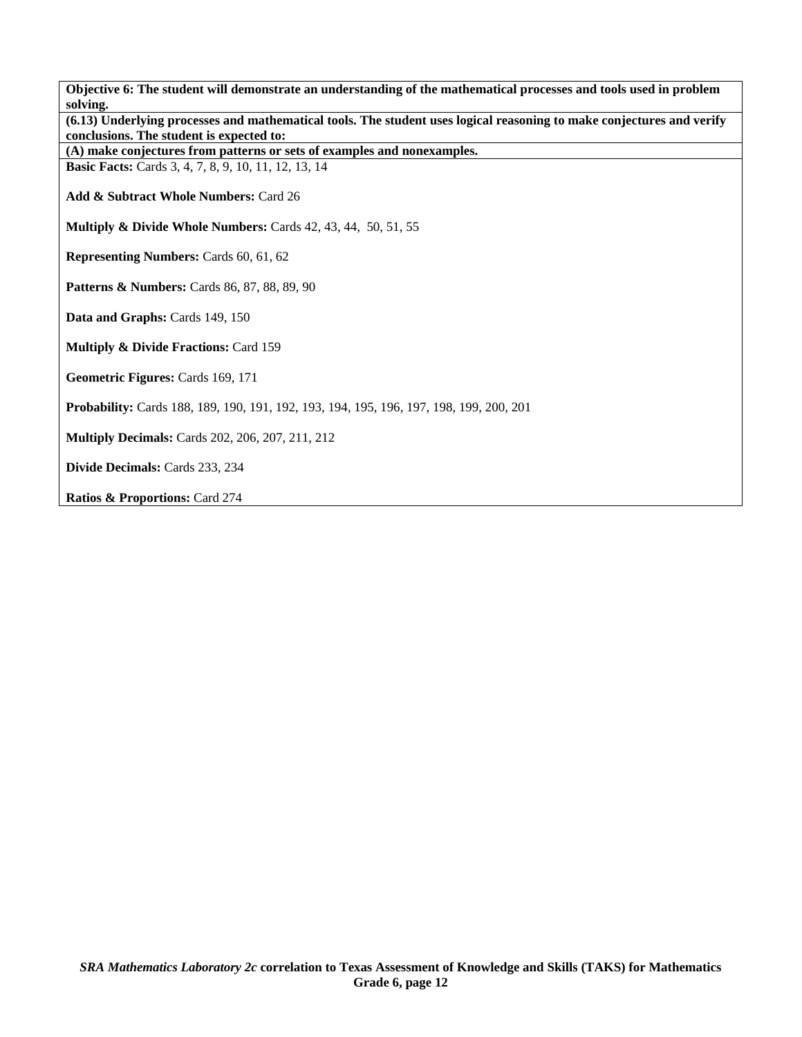**Objective 6: The student will demonstrate an understanding of the mathematical processes and tools used in problem solving.**

**(6.13) Underlying processes and mathematical tools. The student uses logical reasoning to make conjectures and verify conclusions. The student is expected to:**

**(A) make conjectures from patterns or sets of examples and nonexamples.**

**Basic Facts:** Cards 3, 4, 7, 8, 9, 10, 11, 12, 13, 14

**Add & Subtract Whole Numbers:** Card 26

**Multiply & Divide Whole Numbers:** Cards 42, 43, 44, 50, 51, 55

**Representing Numbers:** Cards 60, 61, 62

**Patterns & Numbers:** Cards 86, 87, 88, 89, 90

**Data and Graphs:** Cards 149, 150

**Multiply & Divide Fractions:** Card 159

**Geometric Figures:** Cards 169, 171

**Probability:** Cards 188, 189, 190, 191, 192, 193, 194, 195, 196, 197, 198, 199, 200, 201

**Multiply Decimals:** Cards 202, 206, 207, 211, 212

**Divide Decimals:** Cards 233, 234

**Ratios & Proportions:** Card 274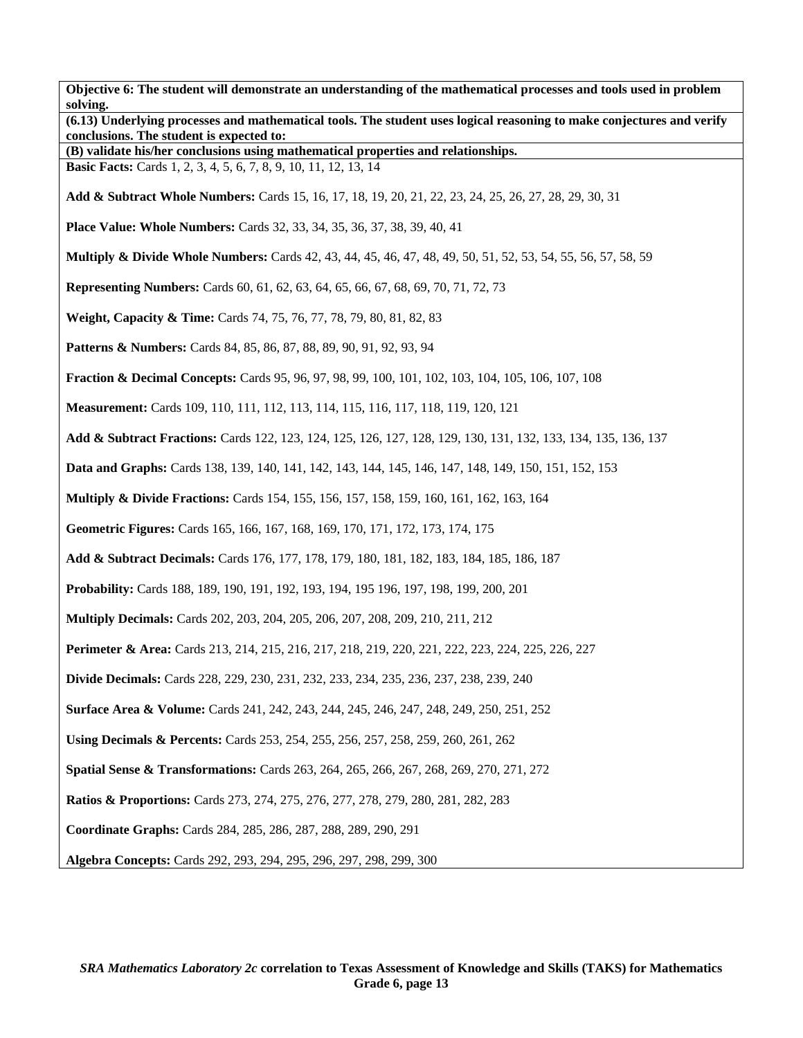**Objective 6: The student will demonstrate an understanding of the mathematical processes and tools used in problem solving.**

**(6.13) Underlying processes and mathematical tools. The student uses logical reasoning to make conjectures and verify conclusions. The student is expected to:**

**(B) validate his/her conclusions using mathematical properties and relationships.**

**Basic Facts:** Cards 1, 2, 3, 4, 5, 6, 7, 8, 9, 10, 11, 12, 13, 14

**Add & Subtract Whole Numbers:** Cards 15, 16, 17, 18, 19, 20, 21, 22, 23, 24, 25, 26, 27, 28, 29, 30, 31

**Place Value: Whole Numbers:** Cards 32, 33, 34, 35, 36, 37, 38, 39, 40, 41

**Multiply & Divide Whole Numbers:** Cards 42, 43, 44, 45, 46, 47, 48, 49, 50, 51, 52, 53, 54, 55, 56, 57, 58, 59

**Representing Numbers:** Cards 60, 61, 62, 63, 64, 65, 66, 67, 68, 69, 70, 71, 72, 73

**Weight, Capacity & Time:** Cards 74, 75, 76, 77, 78, 79, 80, 81, 82, 83

**Patterns & Numbers:** Cards 84, 85, 86, 87, 88, 89, 90, 91, 92, 93, 94

**Fraction & Decimal Concepts:** Cards 95, 96, 97, 98, 99, 100, 101, 102, 103, 104, 105, 106, 107, 108

**Measurement:** Cards 109, 110, 111, 112, 113, 114, 115, 116, 117, 118, 119, 120, 121

**Add & Subtract Fractions:** Cards 122, 123, 124, 125, 126, 127, 128, 129, 130, 131, 132, 133, 134, 135, 136, 137

**Data and Graphs:** Cards 138, 139, 140, 141, 142, 143, 144, 145, 146, 147, 148, 149, 150, 151, 152, 153

**Multiply & Divide Fractions:** Cards 154, 155, 156, 157, 158, 159, 160, 161, 162, 163, 164

**Geometric Figures:** Cards 165, 166, 167, 168, 169, 170, 171, 172, 173, 174, 175

**Add & Subtract Decimals:** Cards 176, 177, 178, 179, 180, 181, 182, 183, 184, 185, 186, 187

**Probability:** Cards 188, 189, 190, 191, 192, 193, 194, 195 196, 197, 198, 199, 200, 201

**Multiply Decimals:** Cards 202, 203, 204, 205, 206, 207, 208, 209, 210, 211, 212

**Perimeter & Area:** Cards 213, 214, 215, 216, 217, 218, 219, 220, 221, 222, 223, 224, 225, 226, 227

**Divide Decimals:** Cards 228, 229, 230, 231, 232, 233, 234, 235, 236, 237, 238, 239, 240

**Surface Area & Volume:** Cards 241, 242, 243, 244, 245, 246, 247, 248, 249, 250, 251, 252

**Using Decimals & Percents:** Cards 253, 254, 255, 256, 257, 258, 259, 260, 261, 262

**Spatial Sense & Transformations:** Cards 263, 264, 265, 266, 267, 268, 269, 270, 271, 272

**Ratios & Proportions:** Cards 273, 274, 275, 276, 277, 278, 279, 280, 281, 282, 283

**Coordinate Graphs:** Cards 284, 285, 286, 287, 288, 289, 290, 291

**Algebra Concepts:** Cards 292, 293, 294, 295, 296, 297, 298, 299, 300